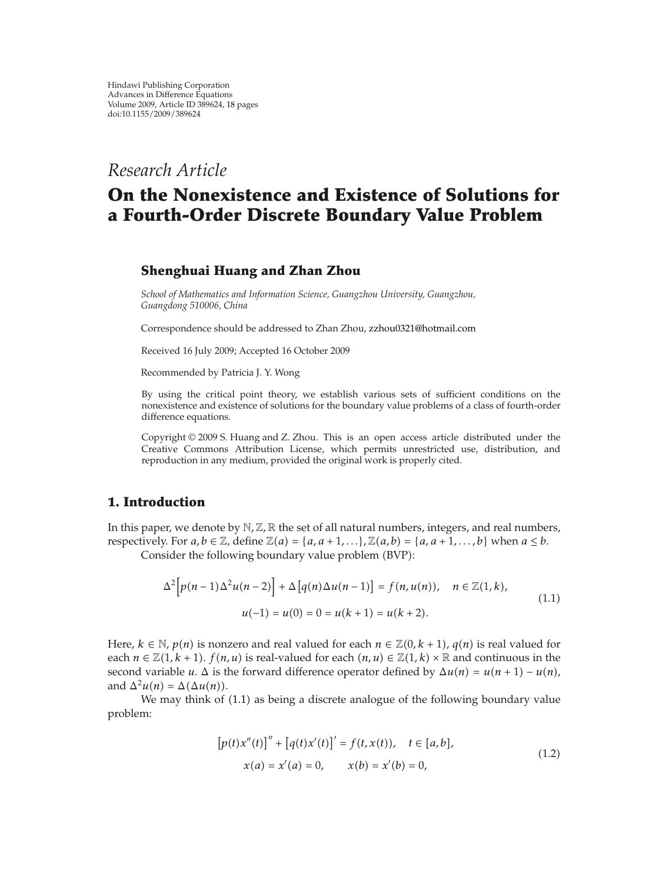Hindawi Publishing Corporation
Advances in Difference Equations
Volume 2009, Article ID 389624, 18 pages
doi:10.1155/2009/389624

*Research Article*

# On the Nonexistence and Existence of Solutions for a Fourth-Order Discrete Boundary Value Problem

**Shenghuai Huang and Zhan Zhou**

*School of Mathematics and Information Science, Guangzhou University, Guangzhou, Guangdong 510006, China*

Correspondence should be addressed to Zhan Zhou, zzhou0321@hotmail.com

Received 16 July 2009; Accepted 16 October 2009

Recommended by Patricia J. Y. Wong

By using the critical point theory, we establish various sets of sufficient conditions on the nonexistence and existence of solutions for the boundary value problems of a class of fourth-order difference equations.

Copyright © 2009 S. Huang and Z. Zhou. This is an open access article distributed under the Creative Commons Attribution License, which permits unrestricted use, distribution, and reproduction in any medium, provided the original work is properly cited.

## 1. Introduction

In this paper, we denote by $\mathbb{N}, \mathbb{Z}, \mathbb{R}$ the set of all natural numbers, integers, and real numbers, respectively. For $a, b \in \mathbb{Z}$, define $\mathbb{Z}(a) = \{a, a+1, \ldots\}$, $\mathbb{Z}(a,b) = \{a, a+1, \ldots, b\}$ when $a \leq b$.

Consider the following boundary value problem (BVP):

$$\Delta^2\left[p(n-1)\Delta^2 u(n-2)\right] + \Delta\left[q(n)\Delta u(n-1)\right] = f(n, u(n)), \quad n \in \mathbb{Z}(1,k),$$
$$u(-1) = u(0) = 0 = u(k+1) = u(k+2). \tag{1.1}$$

Here, $k \in \mathbb{N}$, $p(n)$ is nonzero and real valued for each $n \in \mathbb{Z}(0, k+1)$, $q(n)$ is real valued for each $n \in \mathbb{Z}(1, k+1)$. $f(n,u)$ is real-valued for each $(n,u) \in \mathbb{Z}(1,k) \times \mathbb{R}$ and continuous in the second variable $u$. $\Delta$ is the forward difference operator defined by $\Delta u(n) = u(n+1) - u(n)$, and $\Delta^2 u(n) = \Delta(\Delta u(n))$.

We may think of (1.1) as being a discrete analogue of the following boundary value problem:

$$\left[p(t)x''(t)\right]'' + \left[q(t)x'(t)\right]' = f(t, x(t)), \quad t \in [a,b],$$
$$x(a) = x'(a) = 0, \qquad x(b) = x'(b) = 0, \tag{1.2}$$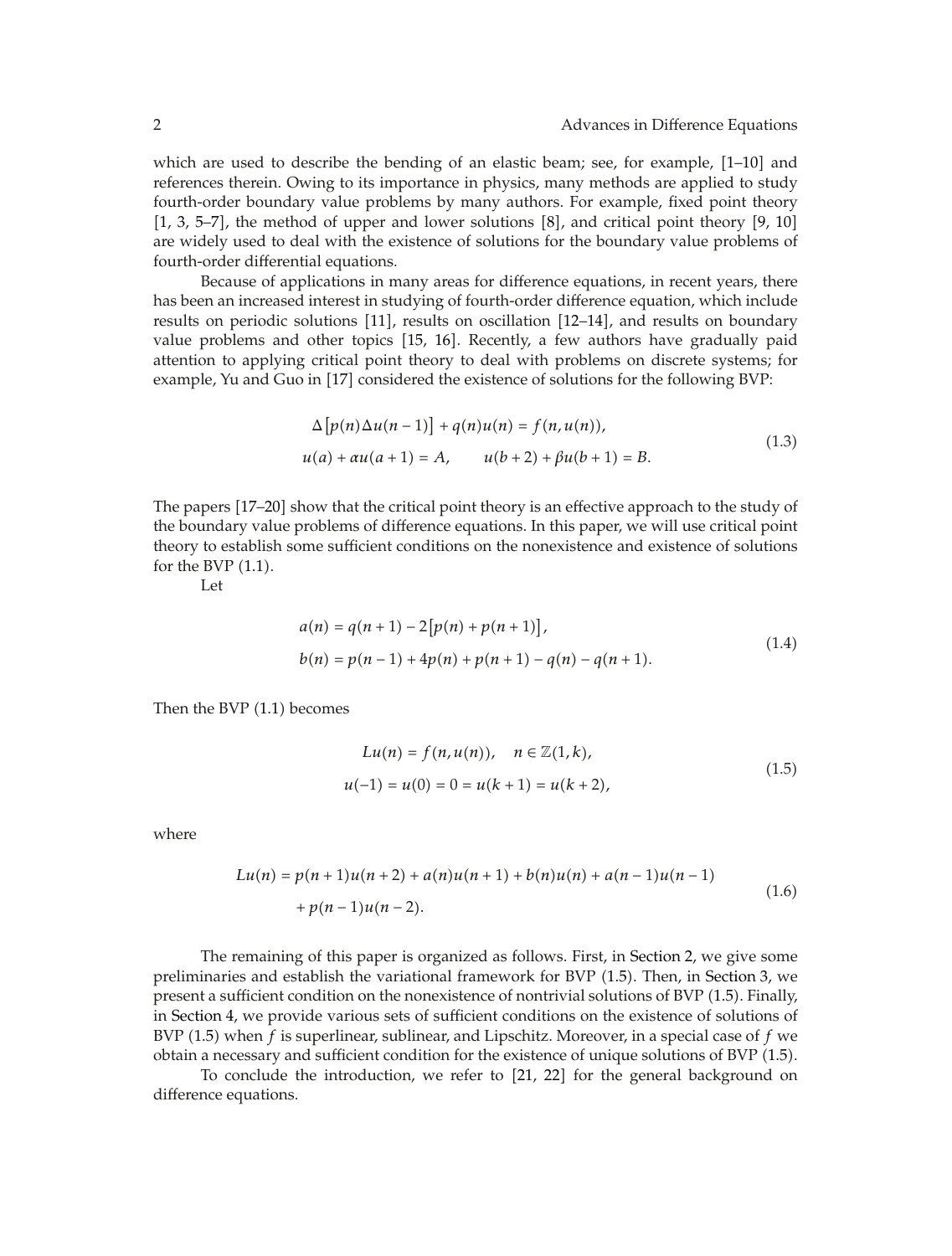which are used to describe the bending of an elastic beam; see, for example, [1–10] and references therein. Owing to its importance in physics, many methods are applied to study fourth-order boundary value problems by many authors. For example, fixed point theory [1, 3, 5–7], the method of upper and lower solutions [8], and critical point theory [9, 10] are widely used to deal with the existence of solutions for the boundary value problems of fourth-order differential equations.

Because of applications in many areas for difference equations, in recent years, there has been an increased interest in studying of fourth-order difference equation, which include results on periodic solutions [11], results on oscillation [12–14], and results on boundary value problems and other topics [15, 16]. Recently, a few authors have gradually paid attention to applying critical point theory to deal with problems on discrete systems; for example, Yu and Guo in [17] considered the existence of solutions for the following BVP:

$$\begin{gathered}\Delta\left[p(n)\Delta u(n-1)\right]+q(n)u(n)=f(n,u(n)),\\ u(a)+\alpha u(a+1)=A,\qquad u(b+2)+\beta u(b+1)=B.\end{gathered}\tag{1.3}$$

The papers [17–20] show that the critical point theory is an effective approach to the study of the boundary value problems of difference equations. In this paper, we will use critical point theory to establish some sufficient conditions on the nonexistence and existence of solutions for the BVP (1.1).

Let

$$\begin{gathered}a(n)=q(n+1)-2\left[p(n)+p(n+1)\right],\\ b(n)=p(n-1)+4p(n)+p(n+1)-q(n)-q(n+1).\end{gathered}\tag{1.4}$$

Then the BVP (1.1) becomes

$$\begin{gathered}Lu(n)=f(n,u(n)),\quad n\in\mathbb{Z}(1,k),\\ u(-1)=u(0)=0=u(k+1)=u(k+2),\end{gathered}\tag{1.5}$$

where

$$\begin{aligned}Lu(n)={}&p(n+1)u(n+2)+a(n)u(n+1)+b(n)u(n)+a(n-1)u(n-1)\\ &+p(n-1)u(n-2).\end{aligned}\tag{1.6}$$

The remaining of this paper is organized as follows. First, in Section 2, we give some preliminaries and establish the variational framework for BVP (1.5). Then, in Section 3, we present a sufficient condition on the nonexistence of nontrivial solutions of BVP (1.5). Finally, in Section 4, we provide various sets of sufficient conditions on the existence of solutions of BVP (1.5) when $f$ is superlinear, sublinear, and Lipschitz. Moreover, in a special case of $f$ we obtain a necessary and sufficient condition for the existence of unique solutions of BVP (1.5).

To conclude the introduction, we refer to [21, 22] for the general background on difference equations.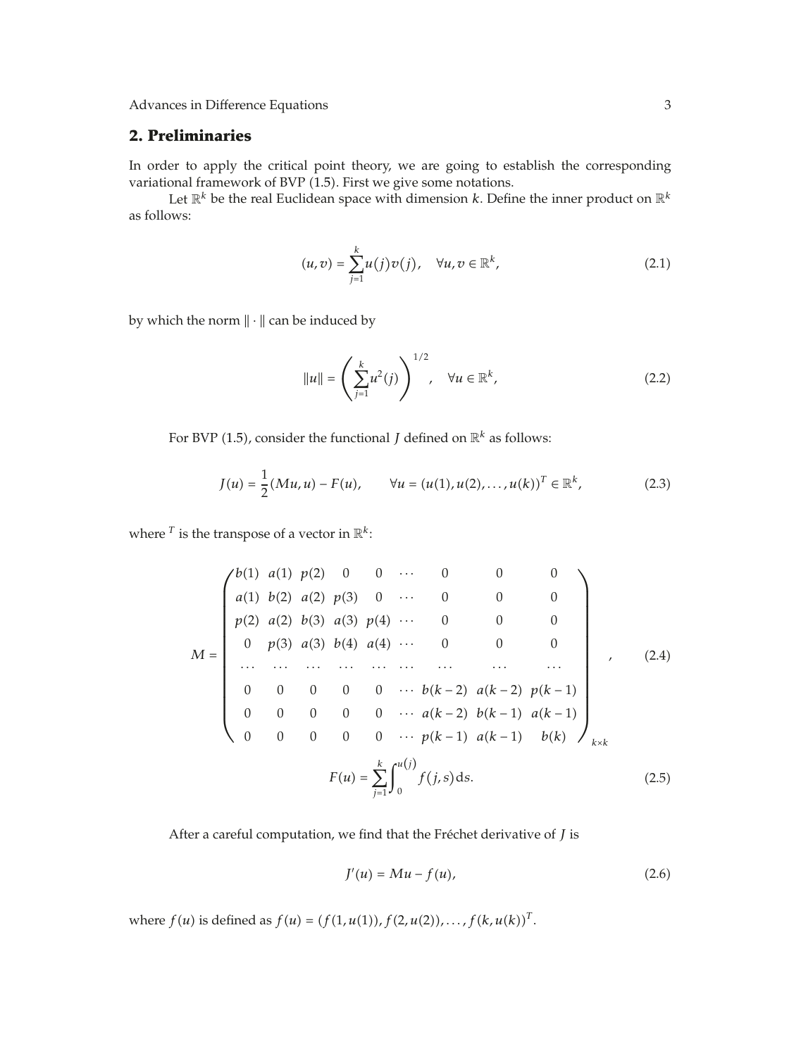## 2. Preliminaries

In order to apply the critical point theory, we are going to establish the corresponding variational framework of BVP (1.5). First we give some notations.

Let $\mathbb{R}^k$ be the real Euclidean space with dimension $k$. Define the inner product on $\mathbb{R}^k$ as follows:

$$(u, v) = \sum_{j=1}^{k} u(j)v(j), \quad \forall u, v \in \mathbb{R}^k, \tag{2.1}$$

by which the norm $\|\cdot\|$ can be induced by

$$\|u\| = \left(\sum_{j=1}^{k} u^2(j)\right)^{1/2}, \quad \forall u \in \mathbb{R}^k, \tag{2.2}$$

For BVP (1.5), consider the functional $J$ defined on $\mathbb{R}^k$ as follows:

$$J(u) = \frac{1}{2}(Mu, u) - F(u), \qquad \forall u = (u(1), u(2), \ldots, u(k))^T \in \mathbb{R}^k, \tag{2.3}$$

where $^T$ is the transpose of a vector in $\mathbb{R}^k$:

$$M = \begin{pmatrix} b(1) & a(1) & p(2) & 0 & 0 & \cdots & 0 & 0 & 0 \\ a(1) & b(2) & a(2) & p(3) & 0 & \cdots & 0 & 0 & 0 \\ p(2) & a(2) & b(3) & a(3) & p(4) & \cdots & 0 & 0 & 0 \\ 0 & p(3) & a(3) & b(4) & a(4) & \cdots & 0 & 0 & 0 \\ \cdots & \cdots & \cdots & \cdots & \cdots & \cdots & \cdots & \cdots & \cdots \\ 0 & 0 & 0 & 0 & 0 & \cdots & b(k-2) & a(k-2) & p(k-1) \\ 0 & 0 & 0 & 0 & 0 & \cdots & a(k-2) & b(k-1) & a(k-1) \\ 0 & 0 & 0 & 0 & 0 & \cdots & p(k-1) & a(k-1) & b(k) \end{pmatrix}_{k\times k}, \tag{2.4}$$

$$F(u) = \sum_{j=1}^{k} \int_0^{u(j)} f(j, s)\,\mathrm{d}s. \tag{2.5}$$

After a careful computation, we find that the Fréchet derivative of $J$ is

$$J'(u) = Mu - f(u), \tag{2.6}$$

where $f(u)$ is defined as $f(u) = (f(1, u(1)), f(2, u(2)), \ldots, f(k, u(k)))^T$.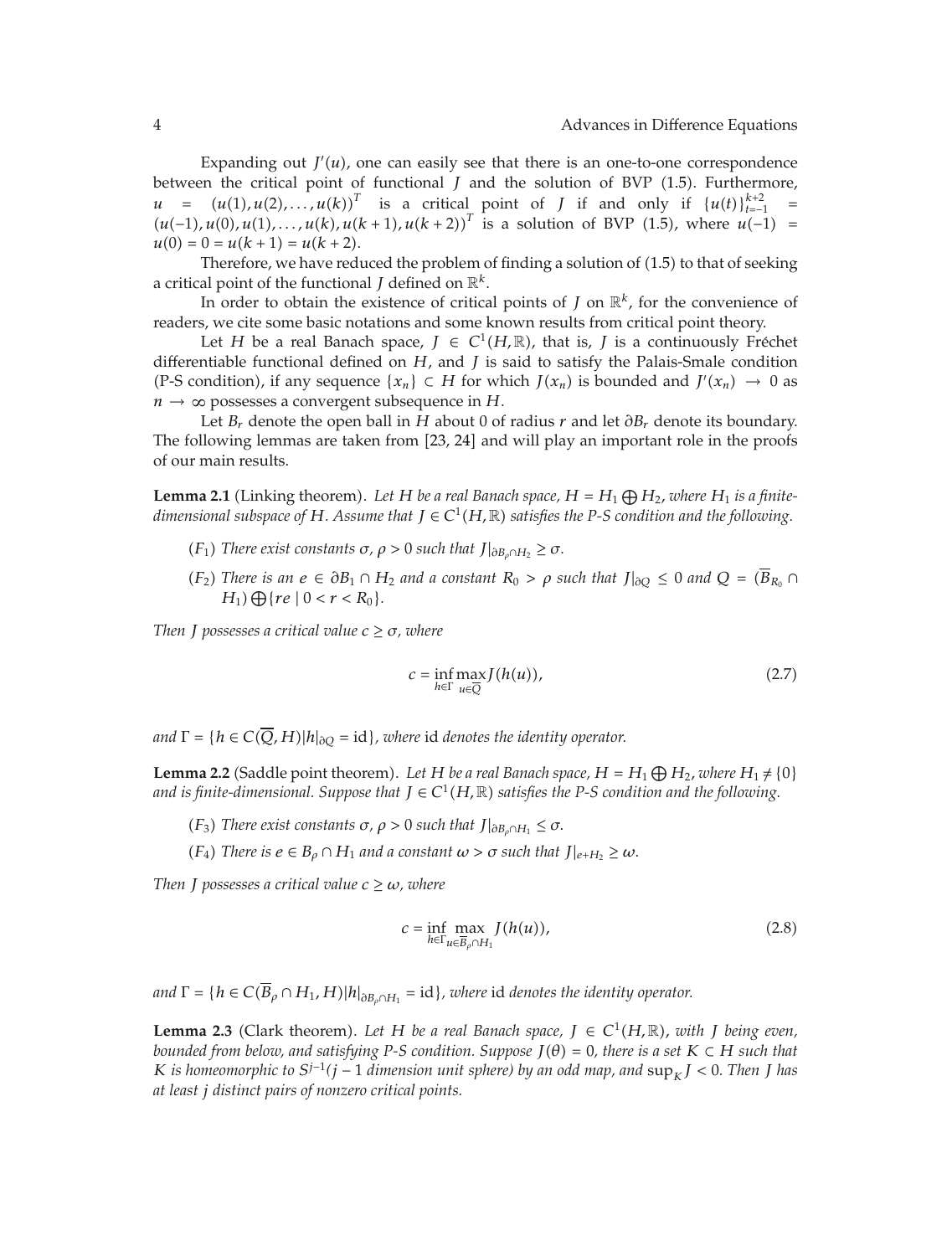Expanding out $J'(u)$, one can easily see that there is an one-to-one correspondence between the critical point of functional $J$ and the solution of BVP (1.5). Furthermore, $u = (u(1), u(2), \ldots, u(k))^T$ is a critical point of $J$ if and only if $\{u(t)\}_{t=-1}^{k+2} = (u(-1), u(0), u(1), \ldots, u(k), u(k+1), u(k+2))^T$ is a solution of BVP (1.5), where $u(-1) = u(0) = 0 = u(k+1) = u(k+2)$.

Therefore, we have reduced the problem of finding a solution of (1.5) to that of seeking a critical point of the functional $J$ defined on $\mathbb{R}^k$.

In order to obtain the existence of critical points of $J$ on $\mathbb{R}^k$, for the convenience of readers, we cite some basic notations and some known results from critical point theory.

Let $H$ be a real Banach space, $J \in C^1(H, \mathbb{R})$, that is, $J$ is a continuously Fréchet differentiable functional defined on $H$, and $J$ is said to satisfy the Palais-Smale condition (P-S condition), if any sequence $\{x_n\} \subset H$ for which $J(x_n)$ is bounded and $J'(x_n) \to 0$ as $n \to \infty$ possesses a convergent subsequence in $H$.

Let $B_r$ denote the open ball in $H$ about 0 of radius $r$ and let $\partial B_r$ denote its boundary. The following lemmas are taken from [23, 24] and will play an important role in the proofs of our main results.

**Lemma 2.1** (Linking theorem). *Let $H$ be a real Banach space, $H = H_1 \bigoplus H_2$, where $H_1$ is a finite-dimensional subspace of $H$. Assume that $J \in C^1(H, \mathbb{R})$ satisfies the P-S condition and the following.*

- $(F_1)$ *There exist constants $\sigma$, $\rho > 0$ such that $J|_{\partial B_\rho \cap H_2} \geq \sigma$.*
- $(F_2)$ *There is an $e \in \partial B_1 \cap H_2$ and a constant $R_0 > \rho$ such that $J|_{\partial Q} \leq 0$ and $Q = (\overline{B}_{R_0} \cap H_1) \bigoplus \{re \mid 0 < r < R_0\}$.*

*Then $J$ possesses a critical value $c \geq \sigma$, where*

$$c = \inf_{h \in \Gamma} \max_{u \in \overline{Q}} J(h(u)), \tag{2.7}$$

*and $\Gamma = \{h \in C(\overline{Q}, H) | h|_{\partial Q} = \text{id}\}$, where* id *denotes the identity operator.*

**Lemma 2.2** (Saddle point theorem). *Let $H$ be a real Banach space, $H = H_1 \bigoplus H_2$, where $H_1 \neq \{0\}$ and is finite-dimensional. Suppose that $J \in C^1(H, \mathbb{R})$ satisfies the P-S condition and the following.*

- $(F_3)$ *There exist constants $\sigma$, $\rho > 0$ such that $J|_{\partial B_\rho \cap H_1} \leq \sigma$.*
- $(F_4)$ *There is $e \in B_\rho \cap H_1$ and a constant $\omega > \sigma$ such that $J|_{e + H_2} \geq \omega$.*

*Then $J$ possesses a critical value $c \geq \omega$, where*

$$c = \inf_{h \in \Gamma} \max_{u \in \overline{B}_\rho \cap H_1} J(h(u)), \tag{2.8}$$

*and $\Gamma = \{h \in C(\overline{B}_\rho \cap H_1, H) | h|_{\partial B_\rho \cap H_1} = \text{id}\}$, where* id *denotes the identity operator.*

**Lemma 2.3** (Clark theorem). *Let $H$ be a real Banach space, $J \in C^1(H, \mathbb{R})$, with $J$ being even, bounded from below, and satisfying P-S condition. Suppose $J(\theta) = 0$, there is a set $K \subset H$ such that $K$ is homeomorphic to $S^{j-1}$($j - 1$ dimension unit sphere) by an odd map, and $\sup_K J < 0$. Then $J$ has at least $j$ distinct pairs of nonzero critical points.*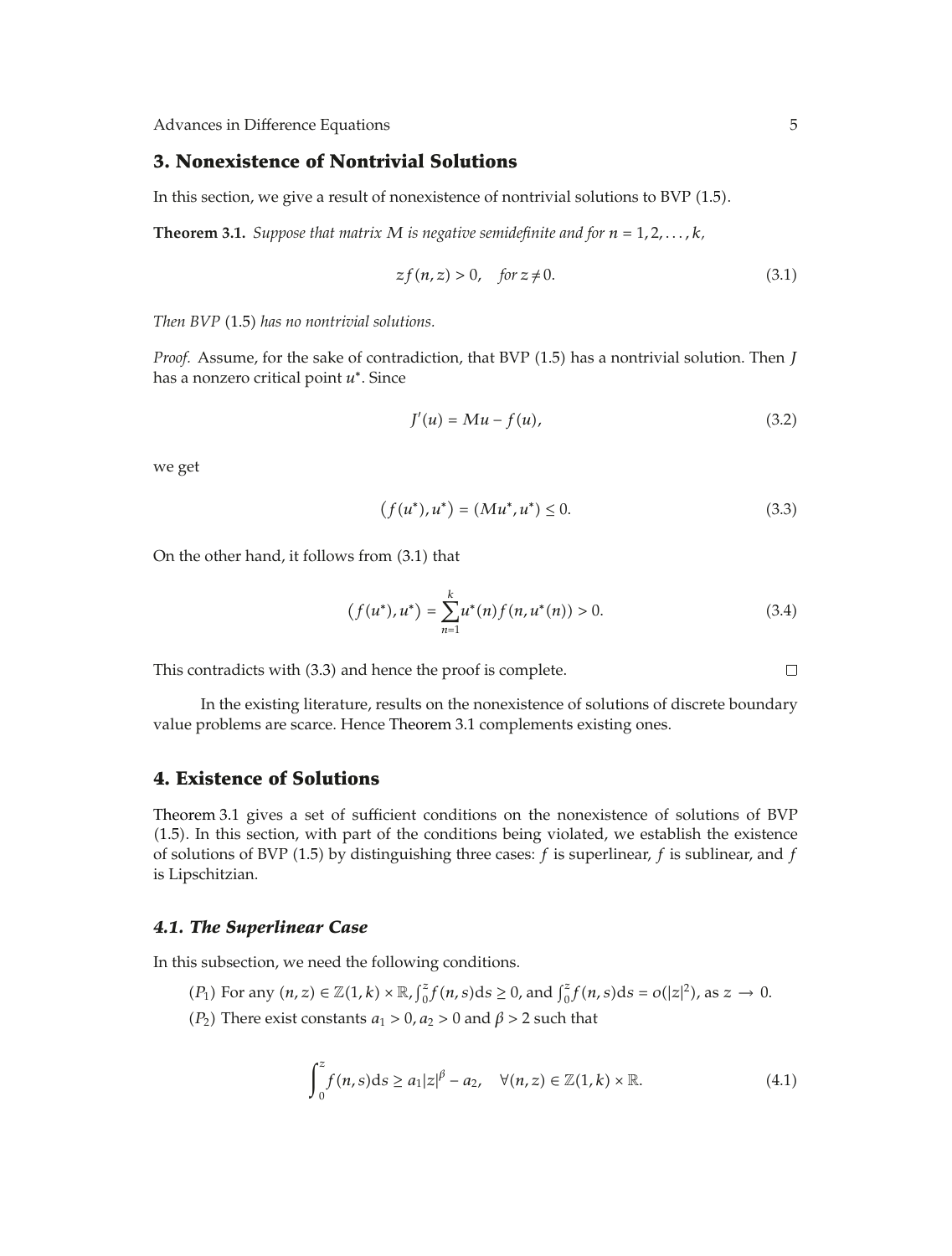## 3. Nonexistence of Nontrivial Solutions

In this section, we give a result of nonexistence of nontrivial solutions to BVP (1.5).

**Theorem 3.1.** *Suppose that matrix $M$ is negative semidefinite and for $n = 1, 2, \ldots, k$,*

$$zf(n,z) > 0, \quad \text{for } z \neq 0. \tag{3.1}$$

*Then BVP* (1.5) *has no nontrivial solutions.*

*Proof.* Assume, for the sake of contradiction, that BVP (1.5) has a nontrivial solution. Then $J$ has a nonzero critical point $u^*$. Since

$$J'(u) = Mu - f(u), \tag{3.2}$$

we get

$$\left(f(u^*), u^*\right) = (Mu^*, u^*) \leq 0. \tag{3.3}$$

On the other hand, it follows from (3.1) that

$$\left(f(u^*), u^*\right) = \sum_{n=1}^{k} u^*(n) f(n, u^*(n)) > 0. \tag{3.4}$$

This contradicts with (3.3) and hence the proof is complete. □

In the existing literature, results on the nonexistence of solutions of discrete boundary value problems are scarce. Hence Theorem 3.1 complements existing ones.

## 4. Existence of Solutions

Theorem 3.1 gives a set of sufficient conditions on the nonexistence of solutions of BVP (1.5). In this section, with part of the conditions being violated, we establish the existence of solutions of BVP (1.5) by distinguishing three cases: $f$ is superlinear, $f$ is sublinear, and $f$ is Lipschitzian.

### *4.1. The Superlinear Case*

In this subsection, we need the following conditions.

($P_1$) For any $(n,z) \in \mathbb{Z}(1,k) \times \mathbb{R}$, $\int_0^z f(n,s)\mathrm{d}s \geq 0$, and $\int_0^z f(n,s)\mathrm{d}s = o(|z|^2)$, as $z \to 0$.

($P_2$) There exist constants $a_1 > 0$, $a_2 > 0$ and $\beta > 2$ such that

$$\int_0^z f(n,s)\mathrm{d}s \geq a_1|z|^\beta - a_2, \quad \forall (n,z) \in \mathbb{Z}(1,k) \times \mathbb{R}. \tag{4.1}$$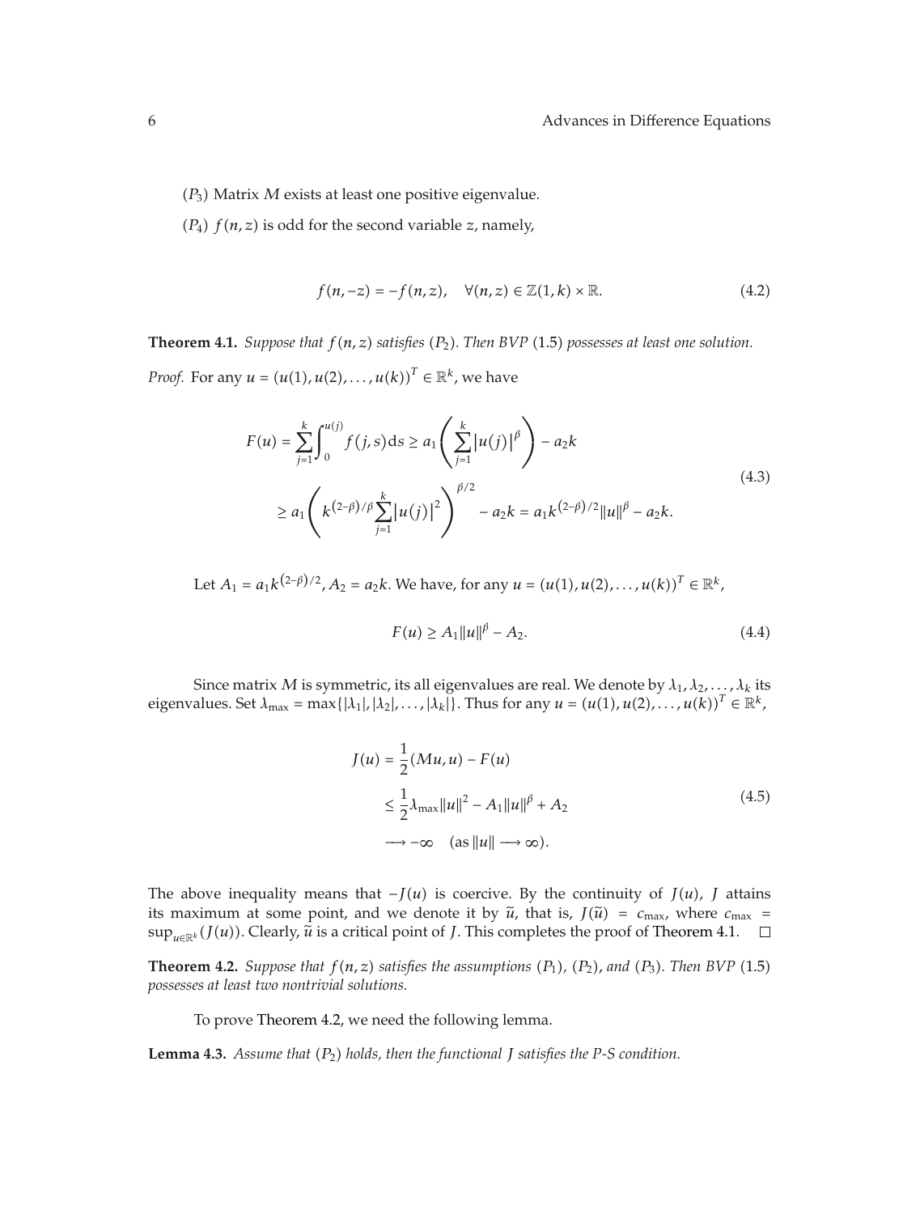$(P_3)$ Matrix $M$ exists at least one positive eigenvalue.

$(P_4)$ $f(n,z)$ is odd for the second variable $z$, namely,

$$f(n,-z) = -f(n,z), \quad \forall (n,z) \in \mathbb{Z}(1,k) \times \mathbb{R}. \tag{4.2}$$

**Theorem 4.1.** *Suppose that $f(n,z)$ satisfies $(P_2)$. Then BVP (1.5) possesses at least one solution.*

*Proof.* For any $u = (u(1), u(2), \ldots, u(k))^T \in \mathbb{R}^k$, we have

$$\begin{aligned}
F(u) &= \sum_{j=1}^{k} \int_0^{u(j)} f(j,s)\mathrm{d}s \geq a_1 \left( \sum_{j=1}^{k} |u(j)|^{\beta} \right) - a_2 k \\
&\geq a_1 \left( k^{(2-\beta)/\beta} \sum_{j=1}^{k} |u(j)|^2 \right)^{\beta/2} - a_2 k = a_1 k^{(2-\beta)/2} \|u\|^{\beta} - a_2 k.
\end{aligned} \tag{4.3}$$

Let $A_1 = a_1 k^{(2-\beta)/2}$, $A_2 = a_2 k$. We have, for any $u = (u(1), u(2), \ldots, u(k))^T \in \mathbb{R}^k$,

$$F(u) \geq A_1 \|u\|^{\beta} - A_2. \tag{4.4}$$

Since matrix $M$ is symmetric, its all eigenvalues are real. We denote by $\lambda_1, \lambda_2, \ldots, \lambda_k$ its eigenvalues. Set $\lambda_{\max} = \max\{|\lambda_1|, |\lambda_2|, \ldots, |\lambda_k|\}$. Thus for any $u = (u(1), u(2), \ldots, u(k))^T \in \mathbb{R}^k$,

$$\begin{aligned}
J(u) &= \frac{1}{2}(Mu, u) - F(u) \\
&\leq \frac{1}{2}\lambda_{\max} \|u\|^2 - A_1 \|u\|^{\beta} + A_2 \\
&\longrightarrow -\infty \quad (\text{as } \|u\| \longrightarrow \infty).
\end{aligned} \tag{4.5}$$

The above inequality means that $-J(u)$ is coercive. By the continuity of $J(u)$, $J$ attains its maximum at some point, and we denote it by $\tilde{u}$, that is, $J(\tilde{u}) = c_{\max}$, where $c_{\max} = \sup_{u \in \mathbb{R}^k}(J(u))$. Clearly, $\tilde{u}$ is a critical point of $J$. This completes the proof of Theorem 4.1. $\square$

**Theorem 4.2.** *Suppose that $f(n,z)$ satisfies the assumptions $(P_1)$, $(P_2)$, and $(P_3)$. Then BVP (1.5) possesses at least two nontrivial solutions.*

To prove Theorem 4.2, we need the following lemma.

**Lemma 4.3.** *Assume that $(P_2)$ holds, then the functional $J$ satisfies the P-S condition.*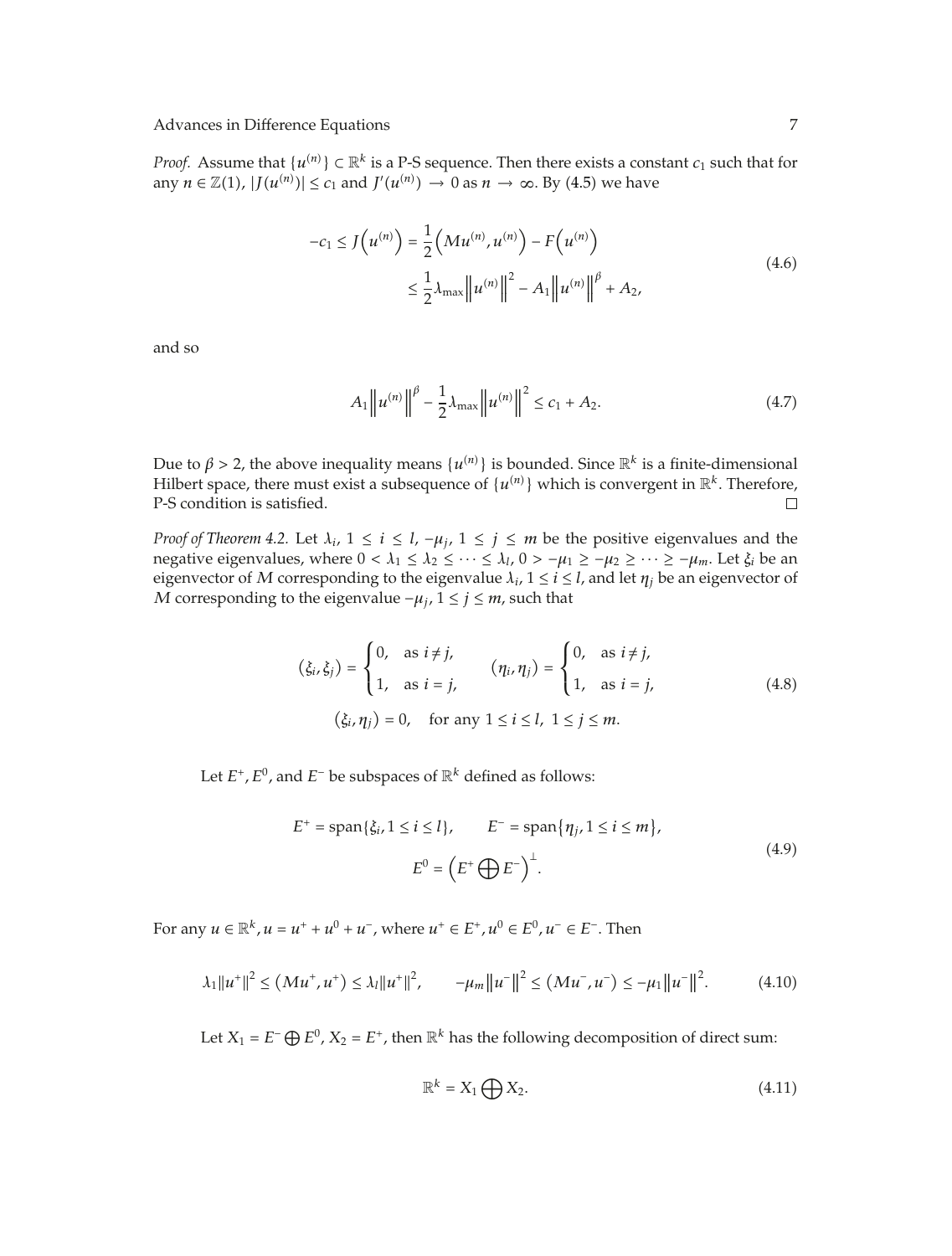*Proof.* Assume that $\{u^{(n)}\} \subset \mathbb{R}^k$ is a P-S sequence. Then there exists a constant $c_1$ such that for any $n \in \mathbb{Z}(1)$, $|J(u^{(n)})| \leq c_1$ and $J'(u^{(n)}) \to 0$ as $n \to \infty$. By (4.5) we have

$$
\begin{aligned}
-c_1 \leq J\left(u^{(n)}\right) &= \frac{1}{2}\left(Mu^{(n)}, u^{(n)}\right) - F\left(u^{(n)}\right) \\
&\leq \frac{1}{2}\lambda_{\max}\left\|u^{(n)}\right\|^2 - A_1\left\|u^{(n)}\right\|^\beta + A_2,
\end{aligned}
\tag{4.6}
$$

and so

$$
A_1\left\|u^{(n)}\right\|^\beta - \frac{1}{2}\lambda_{\max}\left\|u^{(n)}\right\|^2 \leq c_1 + A_2. \tag{4.7}
$$

Due to $\beta > 2$, the above inequality means $\{u^{(n)}\}$ is bounded. Since $\mathbb{R}^k$ is a finite-dimensional Hilbert space, there must exist a subsequence of $\{u^{(n)}\}$ which is convergent in $\mathbb{R}^k$. Therefore, P-S condition is satisfied. □

*Proof of Theorem 4.2.* Let $\lambda_i$, $1 \leq i \leq l$, $-\mu_j$, $1 \leq j \leq m$ be the positive eigenvalues and the negative eigenvalues, where $0 < \lambda_1 \leq \lambda_2 \leq \cdots \leq \lambda_l$, $0 > -\mu_1 \geq -\mu_2 \geq \cdots \geq -\mu_m$. Let $\xi_i$ be an eigenvector of $M$ corresponding to the eigenvalue $\lambda_i$, $1 \leq i \leq l$, and let $\eta_j$ be an eigenvector of $M$ corresponding to the eigenvalue $-\mu_j$, $1 \leq j \leq m$, such that

$$
\begin{gathered}
\left(\xi_i, \xi_j\right) = \begin{cases} 0, & \text{as } i \neq j, \\ 1, & \text{as } i = j, \end{cases} \qquad \left(\eta_i, \eta_j\right) = \begin{cases} 0, & \text{as } i \neq j, \\ 1, & \text{as } i = j, \end{cases} \\
\left(\xi_i, \eta_j\right) = 0, \quad \text{for any } 1 \leq i \leq l,\ 1 \leq j \leq m.
\end{gathered}
\tag{4.8}
$$

Let $E^+$, $E^0$, and $E^-$ be subspaces of $\mathbb{R}^k$ defined as follows:

$$
\begin{gathered}
E^+ = \operatorname{span}\{\xi_i, 1 \leq i \leq l\}, \qquad E^- = \operatorname{span}\{\eta_j, 1 \leq i \leq m\}, \\
E^0 = \left(E^+ \bigoplus E^-\right)^\perp.
\end{gathered}
\tag{4.9}
$$

For any $u \in \mathbb{R}^k$, $u = u^+ + u^0 + u^-$, where $u^+ \in E^+$, $u^0 \in E^0$, $u^- \in E^-$. Then

$$
\lambda_1\|u^+\|^2 \leq \left(Mu^+, u^+\right) \leq \lambda_l\|u^+\|^2, \qquad -\mu_m\left\|u^-\right\|^2 \leq \left(Mu^-, u^-\right) \leq -\mu_1\left\|u^-\right\|^2. \tag{4.10}
$$

Let $X_1 = E^- \bigoplus E^0$, $X_2 = E^+$, then $\mathbb{R}^k$ has the following decomposition of direct sum:

$$
\mathbb{R}^k = X_1 \bigoplus X_2. \tag{4.11}
$$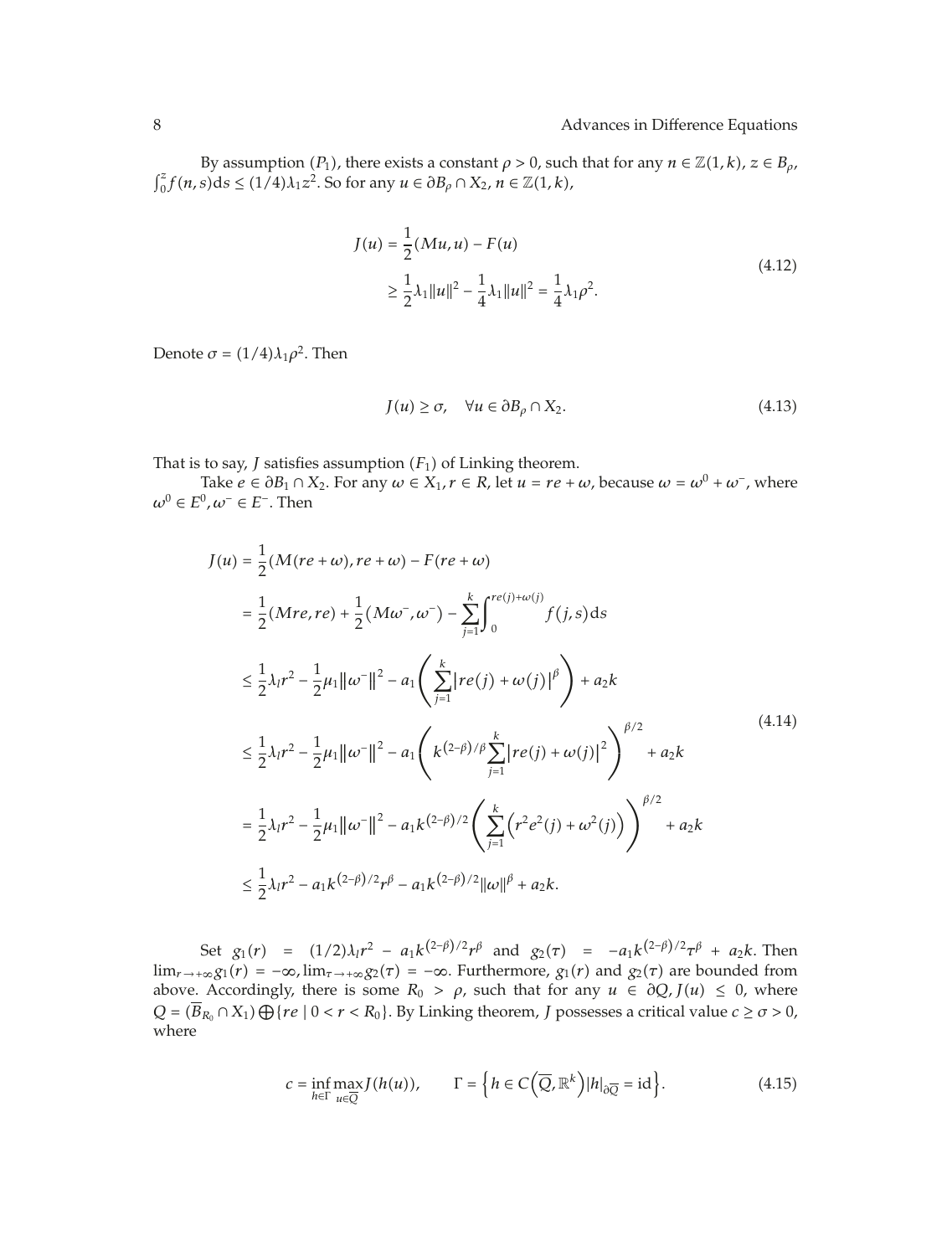By assumption $(P_1)$, there exists a constant $\rho > 0$, such that for any $n \in \mathbb{Z}(1,k)$, $z \in B_\rho$, $\int_0^z f(n,s)\mathrm{d}s \le (1/4)\lambda_1 z^2$. So for any $u \in \partial B_\rho \cap X_2$, $n \in \mathbb{Z}(1,k)$,

$$
\begin{aligned}
J(u) &= \frac{1}{2}(Mu,u) - F(u) \\
&\ge \frac{1}{2}\lambda_1 \|u\|^2 - \frac{1}{4}\lambda_1 \|u\|^2 = \frac{1}{4}\lambda_1 \rho^2.
\end{aligned}
\tag{4.12}
$$

Denote $\sigma = (1/4)\lambda_1 \rho^2$. Then

$$
J(u) \ge \sigma, \quad \forall u \in \partial B_\rho \cap X_2. \tag{4.13}
$$

That is to say, $J$ satisfies assumption $(F_1)$ of Linking theorem.

Take $e \in \partial B_1 \cap X_2$. For any $\omega \in X_1, r \in R$, let $u = re + \omega$, because $\omega = \omega^0 + \omega^-$, where $\omega^0 \in E^0, \omega^- \in E^-$. Then

$$
\begin{aligned}
J(u) &= \frac{1}{2}(M(re+\omega), re+\omega) - F(re+\omega) \\
&= \frac{1}{2}(Mre, re) + \frac{1}{2}\left(M\omega^-, \omega^-\right) - \sum_{j=1}^{k} \int_0^{re(j)+\omega(j)} f(j,s)\mathrm{d}s \\
&\le \frac{1}{2}\lambda_l r^2 - \frac{1}{2}\mu_1 \left\|\omega^-\right\|^2 - a_1 \left( \sum_{j=1}^{k} \left| re(j) + \omega(j) \right|^\beta \right) + a_2 k \\
&\le \frac{1}{2}\lambda_l r^2 - \frac{1}{2}\mu_1 \left\|\omega^-\right\|^2 - a_1 \left( k^{(2-\beta)/\beta} \sum_{j=1}^{k} \left| re(j) + \omega(j) \right|^2 \right)^{\beta/2} + a_2 k \\
&= \frac{1}{2}\lambda_l r^2 - \frac{1}{2}\mu_1 \left\|\omega^-\right\|^2 - a_1 k^{(2-\beta)/2} \left( \sum_{j=1}^{k} \left( r^2 e^2(j) + \omega^2(j) \right) \right)^{\beta/2} + a_2 k \\
&\le \frac{1}{2}\lambda_l r^2 - a_1 k^{(2-\beta)/2} r^\beta - a_1 k^{(2-\beta)/2} \|\omega\|^\beta + a_2 k.
\end{aligned}
\tag{4.14}
$$

Set $g_1(r) = (1/2)\lambda_l r^2 - a_1 k^{(2-\beta)/2} r^\beta$ and $g_2(\tau) = -a_1 k^{(2-\beta)/2} \tau^\beta + a_2 k$. Then $\lim_{r \to +\infty} g_1(r) = -\infty, \lim_{\tau \to +\infty} g_2(\tau) = -\infty$. Furthermore, $g_1(r)$ and $g_2(\tau)$ are bounded from above. Accordingly, there is some $R_0 > \rho$, such that for any $u \in \partial Q, J(u) \le 0$, where $Q = (\overline{B}_{R_0} \cap X_1) \bigoplus \{re \mid 0 < r < R_0\}$. By Linking theorem, $J$ possesses a critical value $c \ge \sigma > 0$, where

$$
c = \inf_{h \in \Gamma} \max_{u \in \overline{Q}} J(h(u)), \qquad \Gamma = \left\{ h \in C\left(\overline{Q}, \mathbb{R}^k\right) | h|_{\partial \overline{Q}} = \mathrm{id} \right\}. \tag{4.15}
$$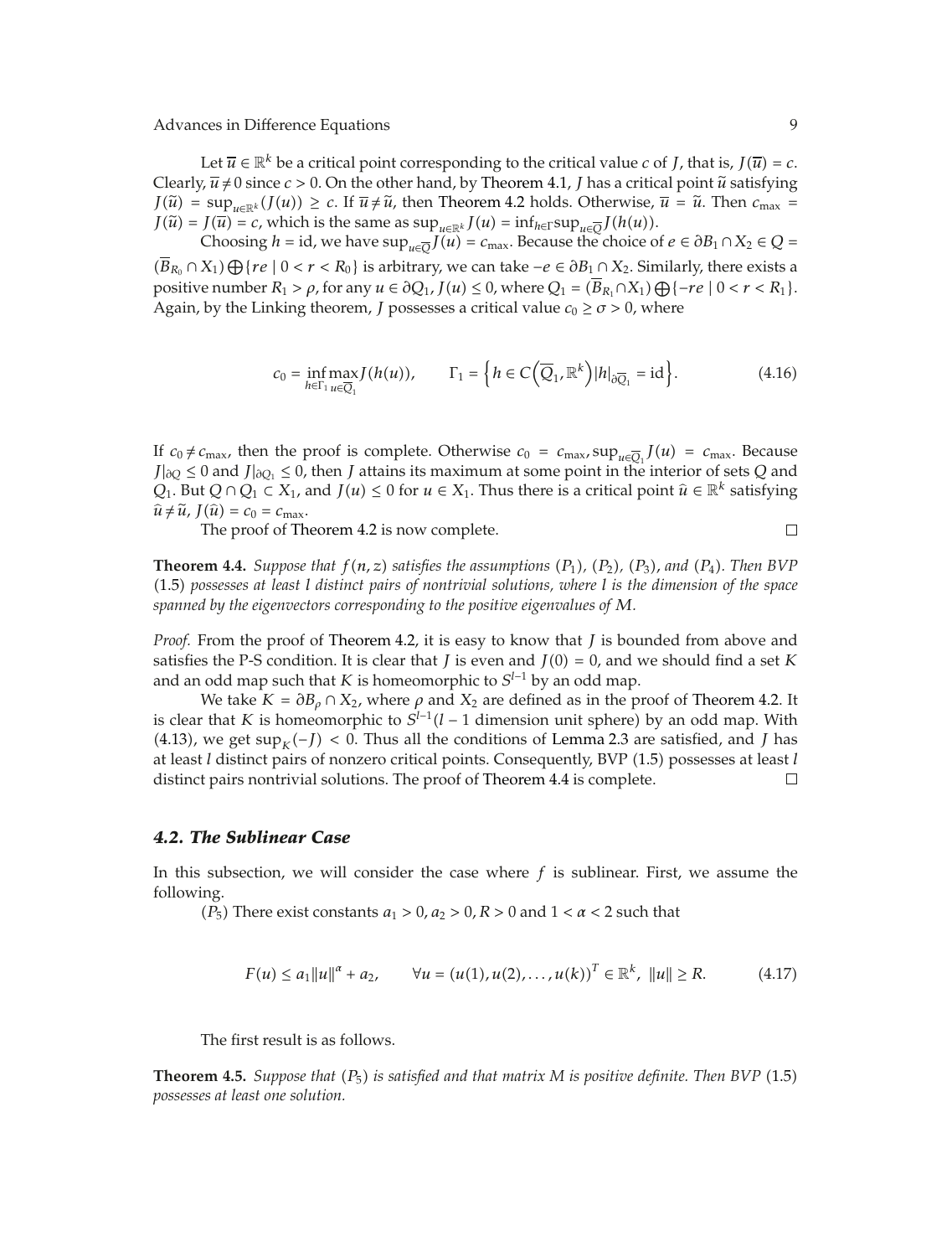Let $\overline{u} \in \mathbb{R}^k$ be a critical point corresponding to the critical value $c$ of $J$, that is, $J(\overline{u}) = c$. Clearly, $\overline{u} \neq 0$ since $c > 0$. On the other hand, by Theorem 4.1, $J$ has a critical point $\widetilde{u}$ satisfying $J(\widetilde{u}) = \sup_{u \in \mathbb{R}^k}(J(u)) \geq c$. If $\overline{u} \neq \widetilde{u}$, then Theorem 4.2 holds. Otherwise, $\overline{u} = \widetilde{u}$. Then $c_{\max} = J(\widetilde{u}) = J(\overline{u}) = c$, which is the same as $\sup_{u \in \mathbb{R}^k} J(u) = \inf_{h \in \Gamma} \sup_{u \in \overline{Q}} J(h(u))$.

Choosing $h = \mathrm{id}$, we have $\sup_{u \in \overline{Q}} J(u) = c_{\max}$. Because the choice of $e \in \partial B_1 \cap X_2 \in Q = (\overline{B}_{R_0} \cap X_1) \bigoplus \{re \mid 0 < r < R_0\}$ is arbitrary, we can take $-e \in \partial B_1 \cap X_2$. Similarly, there exists a positive number $R_1 > \rho$, for any $u \in \partial Q_1$, $J(u) \leq 0$, where $Q_1 = (\overline{B}_{R_1} \cap X_1) \bigoplus \{-re \mid 0 < r < R_1\}$. Again, by the Linking theorem, $J$ possesses a critical value $c_0 \geq \sigma > 0$, where

$$c_0 = \inf_{h \in \Gamma_1} \max_{u \in \overline{Q}_1} J(h(u)), \qquad \Gamma_1 = \left\{ h \in C\left(\overline{Q}_1, \mathbb{R}^k\right) | h|_{\partial \overline{Q}_1} = \mathrm{id} \right\}. \tag{4.16}$$

If $c_0 \neq c_{\max}$, then the proof is complete. Otherwise $c_0 = c_{\max}$, $\sup_{u \in \overline{Q}_1} J(u) = c_{\max}$. Because $J|_{\partial Q} \leq 0$ and $J|_{\partial Q_1} \leq 0$, then $J$ attains its maximum at some point in the interior of sets $Q$ and $Q_1$. But $Q \cap Q_1 \subset X_1$, and $J(u) \leq 0$ for $u \in X_1$. Thus there is a critical point $\widehat{u} \in \mathbb{R}^k$ satisfying $\widehat{u} \neq \widetilde{u}$, $J(\widehat{u}) = c_0 = c_{\max}$.

The proof of Theorem 4.2 is now complete. □

**Theorem 4.4.** *Suppose that $f(n,z)$ satisfies the assumptions $(P_1)$, $(P_2)$, $(P_3)$, and $(P_4)$. Then BVP* (1.5) *possesses at least $l$ distinct pairs of nontrivial solutions, where $l$ is the dimension of the space spanned by the eigenvectors corresponding to the positive eigenvalues of $M$.*

*Proof.* From the proof of Theorem 4.2, it is easy to know that $J$ is bounded from above and satisfies the P-S condition. It is clear that $J$ is even and $J(0) = 0$, and we should find a set $K$ and an odd map such that $K$ is homeomorphic to $S^{l-1}$ by an odd map.

We take $K = \partial B_\rho \cap X_2$, where $\rho$ and $X_2$ are defined as in the proof of Theorem 4.2. It is clear that $K$ is homeomorphic to $S^{l-1}$($l-1$ dimension unit sphere) by an odd map. With (4.13), we get $\sup_K(-J) < 0$. Thus all the conditions of Lemma 2.3 are satisfied, and $J$ has at least $l$ distinct pairs of nonzero critical points. Consequently, BVP (1.5) possesses at least $l$ distinct pairs nontrivial solutions. The proof of Theorem 4.4 is complete. □

### *4.2. The Sublinear Case*

In this subsection, we will consider the case where $f$ is sublinear. First, we assume the following.

$(P_5)$ There exist constants $a_1 > 0$, $a_2 > 0$, $R > 0$ and $1 < \alpha < 2$ such that

$$F(u) \leq a_1 \|u\|^\alpha + a_2, \qquad \forall u = (u(1), u(2), \ldots, u(k))^T \in \mathbb{R}^k, \ \|u\| \geq R. \tag{4.17}$$

The first result is as follows.

**Theorem 4.5.** *Suppose that $(P_5)$ is satisfied and that matrix $M$ is positive definite. Then BVP* (1.5) *possesses at least one solution.*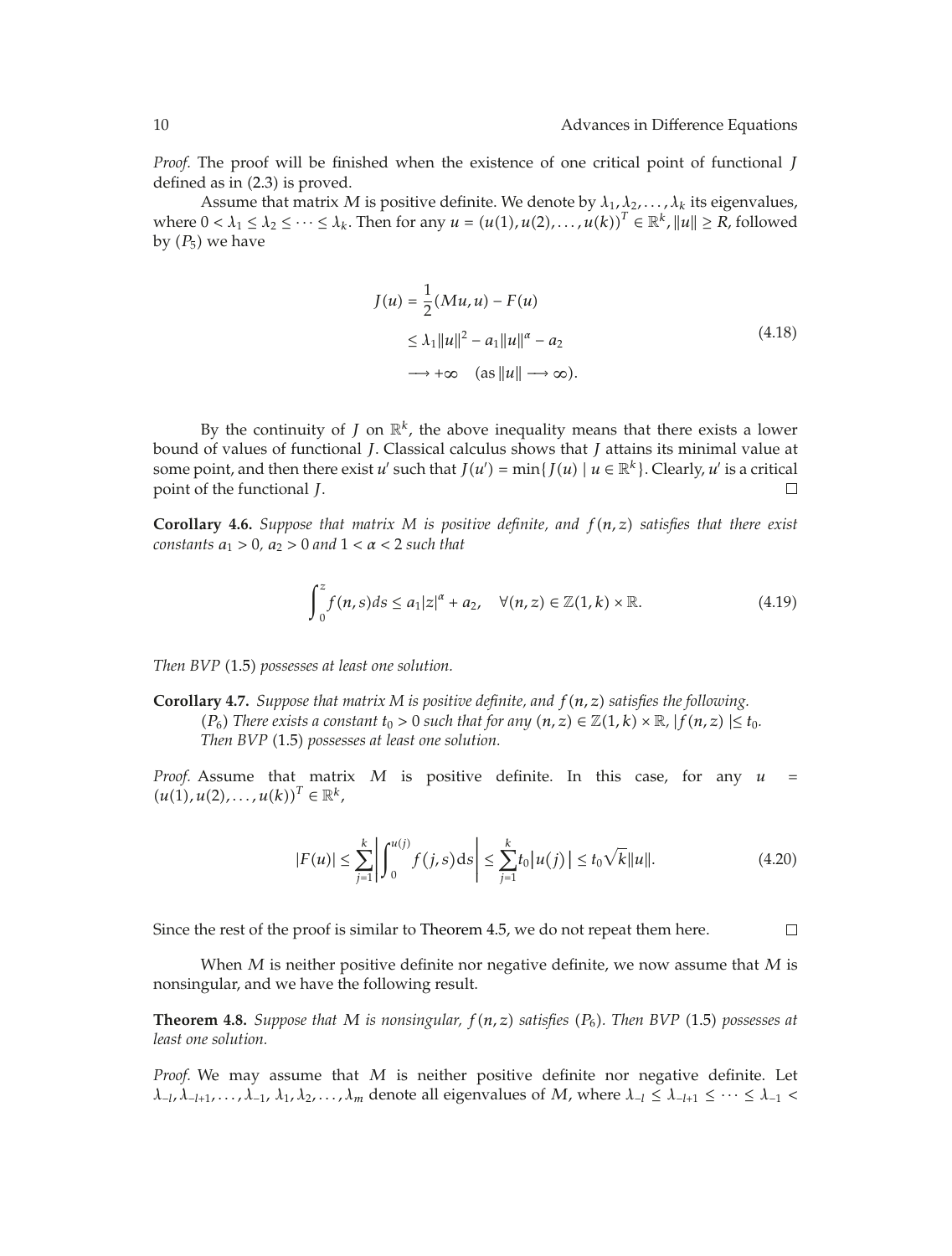*Proof.* The proof will be finished when the existence of one critical point of functional $J$ defined as in (2.3) is proved.

Assume that matrix $M$ is positive definite. We denote by $\lambda_1, \lambda_2, \ldots, \lambda_k$ its eigenvalues, where $0 < \lambda_1 \leq \lambda_2 \leq \cdots \leq \lambda_k$. Then for any $u = (u(1), u(2), \ldots, u(k))^T \in \mathbb{R}^k$, $\|u\| \geq R$, followed by $(P_5)$ we have

$$
\begin{aligned}
J(u) &= \frac{1}{2}(Mu, u) - F(u) \\
&\leq \lambda_1 \|u\|^2 - a_1 \|u\|^\alpha - a_2 \\
&\longrightarrow +\infty \quad (\text{as } \|u\| \longrightarrow \infty).
\end{aligned}
\tag{4.18}
$$

By the continuity of $J$ on $\mathbb{R}^k$, the above inequality means that there exists a lower bound of values of functional $J$. Classical calculus shows that $J$ attains its minimal value at some point, and then there exist $u'$ such that $J(u') = \min\{J(u) \mid u \in \mathbb{R}^k\}$. Clearly, $u'$ is a critical point of the functional $J$. □

**Corollary 4.6.** *Suppose that matrix $M$ is positive definite, and $f(n, z)$ satisfies that there exist constants $a_1 > 0$, $a_2 > 0$ and $1 < \alpha < 2$ such that*

$$
\int_0^z f(n, s) ds \leq a_1 |z|^\alpha + a_2, \quad \forall (n, z) \in \mathbb{Z}(1, k) \times \mathbb{R}. \tag{4.19}
$$

*Then BVP* (1.5) *possesses at least one solution.*

**Corollary 4.7.** *Suppose that matrix $M$ is positive definite, and $f(n, z)$ satisfies the following.*

*$(P_6)$ There exists a constant $t_0 > 0$ such that for any $(n, z) \in \mathbb{Z}(1, k) \times \mathbb{R}$, $|f(n, z)| \leq t_0$.*

*Then BVP* (1.5) *possesses at least one solution.*

*Proof.* Assume that matrix $M$ is positive definite. In this case, for any $u = (u(1), u(2), \ldots, u(k))^T \in \mathbb{R}^k$,

$$
|F(u)| \leq \sum_{j=1}^{k} \left| \int_0^{u(j)} f(j, s) ds \right| \leq \sum_{j=1}^{k} t_0 |u(j)| \leq t_0 \sqrt{k} \|u\|. \tag{4.20}
$$

Since the rest of the proof is similar to Theorem 4.5, we do not repeat them here. □

When $M$ is neither positive definite nor negative definite, we now assume that $M$ is nonsingular, and we have the following result.

**Theorem 4.8.** *Suppose that $M$ is nonsingular, $f(n, z)$ satisfies $(P_6)$. Then BVP* (1.5) *possesses at least one solution.*

*Proof.* We may assume that $M$ is neither positive definite nor negative definite. Let $\lambda_{-l}, \lambda_{-l+1}, \ldots, \lambda_{-1}, \lambda_1, \lambda_2, \ldots, \lambda_m$ denote all eigenvalues of $M$, where $\lambda_{-l} \leq \lambda_{-l+1} \leq \cdots \leq \lambda_{-1} <$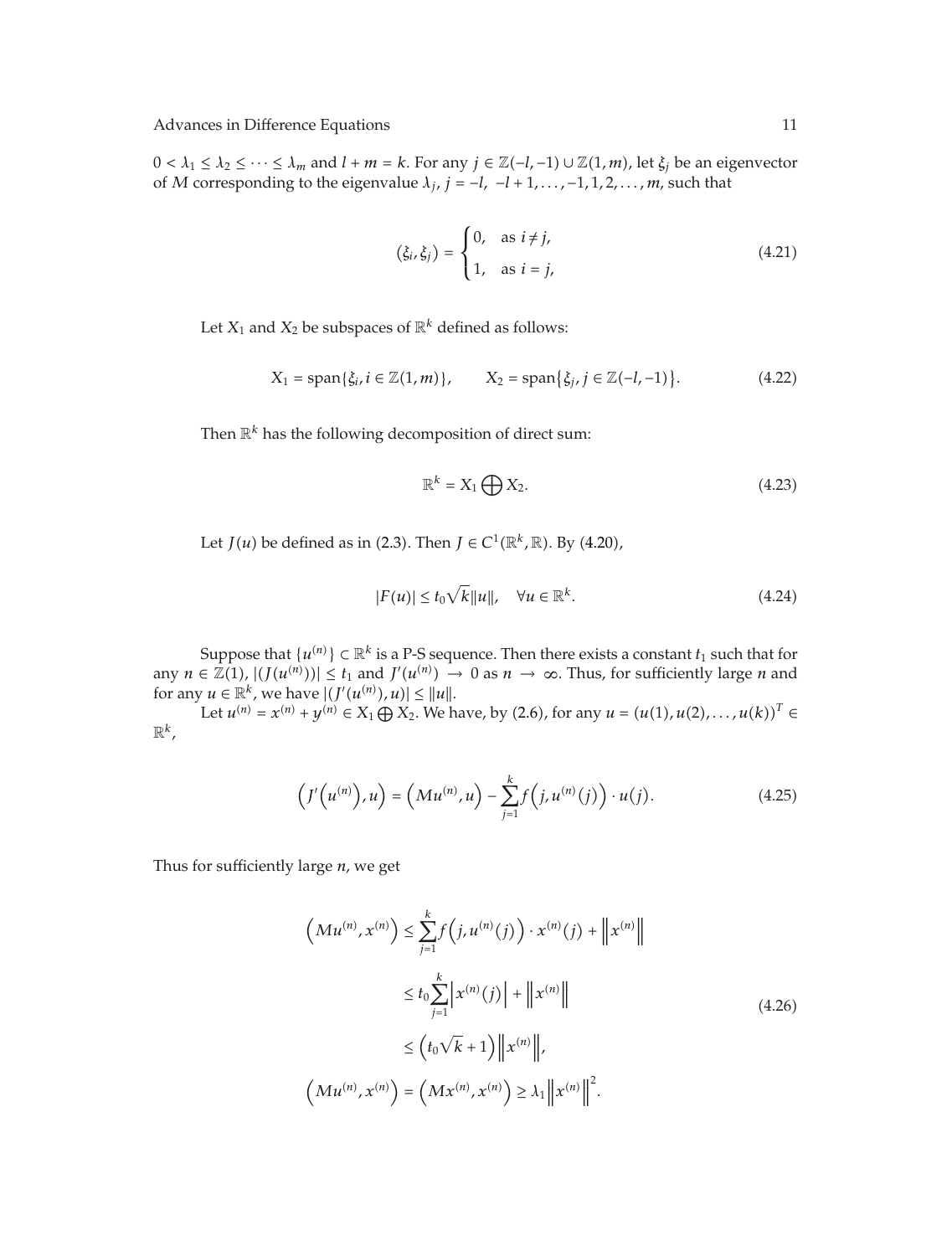$0 < \lambda_1 \leq \lambda_2 \leq \cdots \leq \lambda_m$ and $l + m = k$. For any $j \in \mathbb{Z}(-l, -1) \cup \mathbb{Z}(1, m)$, let $\xi_j$ be an eigenvector of $M$ corresponding to the eigenvalue $\lambda_j$, $j = -l, \ -l+1, \ldots, -1, 1, 2, \ldots, m$, such that

$$(\xi_i, \xi_j) = \begin{cases} 0, & \text{as } i \neq j, \\ 1, & \text{as } i = j, \end{cases} \tag{4.21}$$

Let $X_1$ and $X_2$ be subspaces of $\mathbb{R}^k$ defined as follows:

$$X_1 = \operatorname{span}\{\xi_i, i \in \mathbb{Z}(1, m)\}, \qquad X_2 = \operatorname{span}\{\xi_j, j \in \mathbb{Z}(-l, -1)\}. \tag{4.22}$$

Then $\mathbb{R}^k$ has the following decomposition of direct sum:

$$\mathbb{R}^k = X_1 \bigoplus X_2. \tag{4.23}$$

Let $J(u)$ be defined as in (2.3). Then $J \in C^1(\mathbb{R}^k, \mathbb{R})$. By (4.20),

$$|F(u)| \leq t_0 \sqrt{k} \|u\|, \quad \forall u \in \mathbb{R}^k. \tag{4.24}$$

Suppose that $\{u^{(n)}\} \subset \mathbb{R}^k$ is a P-S sequence. Then there exists a constant $t_1$ such that for any $n \in \mathbb{Z}(1)$, $|(J(u^{(n)}))| \leq t_1$ and $J'(u^{(n)}) \to 0$ as $n \to \infty$. Thus, for sufficiently large $n$ and for any $u \in \mathbb{R}^k$, we have $|(J'(u^{(n)}), u)| \leq \|u\|$.

Let $u^{(n)} = x^{(n)} + y^{(n)} \in X_1 \bigoplus X_2$. We have, by (2.6), for any $u = (u(1), u(2), \ldots, u(k))^T \in \mathbb{R}^k$,

$$\left(J'\left(u^{(n)}\right), u\right) = \left(Mu^{(n)}, u\right) - \sum_{j=1}^{k} f\left(j, u^{(n)}(j)\right) \cdot u(j). \tag{4.25}$$

Thus for sufficiently large $n$, we get

$$\begin{aligned}
\left(Mu^{(n)}, x^{(n)}\right) &\leq \sum_{j=1}^{k} f\left(j, u^{(n)}(j)\right) \cdot x^{(n)}(j) + \left\|x^{(n)}\right\| \\
&\leq t_0 \sum_{j=1}^{k} \left|x^{(n)}(j)\right| + \left\|x^{(n)}\right\| \\
&\leq \left(t_0 \sqrt{k} + 1\right) \left\|x^{(n)}\right\|, \\
\left(Mu^{(n)}, x^{(n)}\right) &= \left(Mx^{(n)}, x^{(n)}\right) \geq \lambda_1 \left\|x^{(n)}\right\|^2.
\end{aligned} \tag{4.26}$$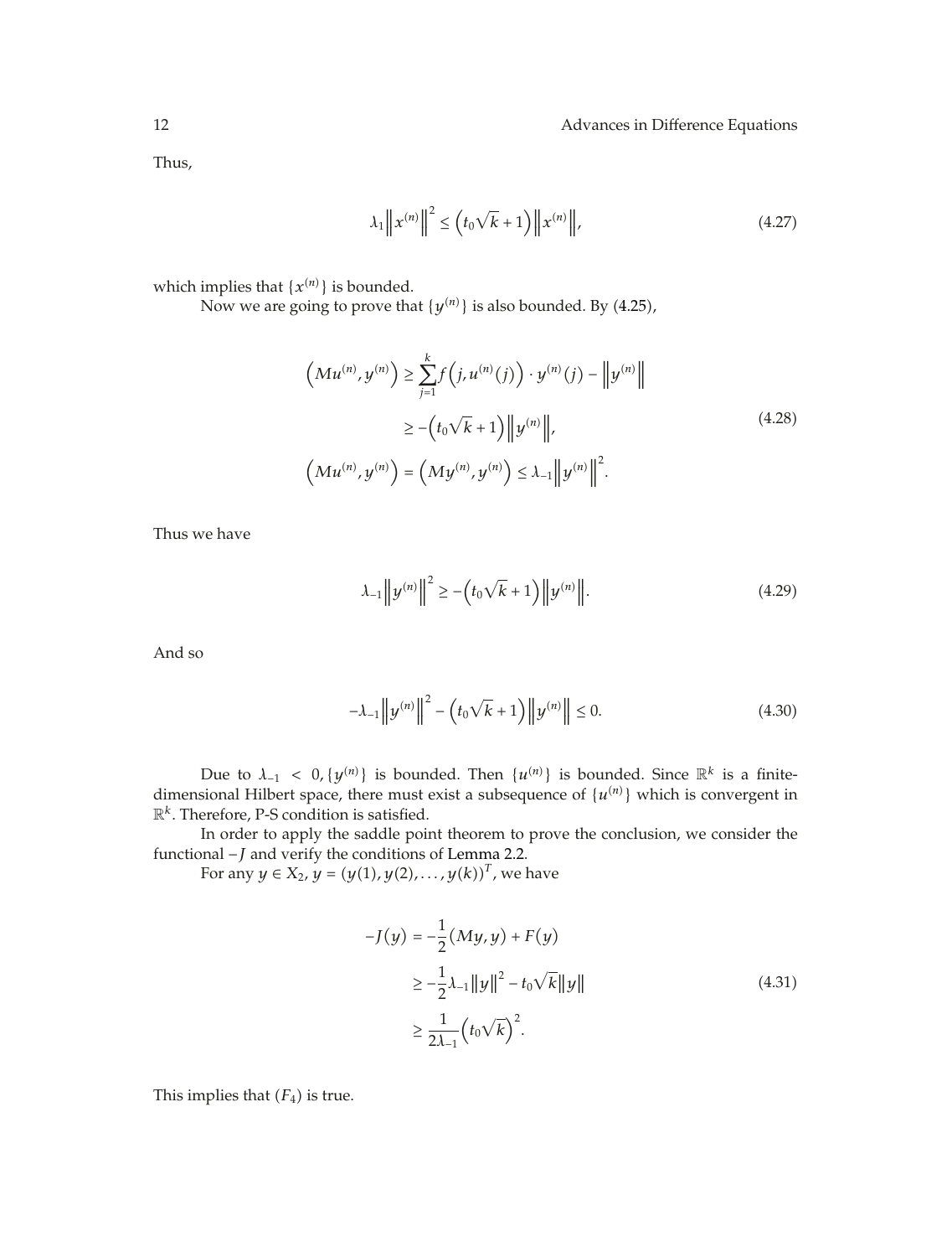Thus,

$$\lambda_1 \left\| x^{(n)} \right\|^2 \leq \left( t_0\sqrt{k} + 1 \right) \left\| x^{(n)} \right\|, \tag{4.27}$$

which implies that $\{x^{(n)}\}$ is bounded.

Now we are going to prove that $\{y^{(n)}\}$ is also bounded. By (4.25),

$$\begin{aligned}
\left( Mu^{(n)}, y^{(n)} \right) &\geq \sum_{j=1}^{k} f\left(j, u^{(n)}(j)\right) \cdot y^{(n)}(j) - \left\| y^{(n)} \right\| \\
&\geq -\left( t_0\sqrt{k} + 1 \right) \left\| y^{(n)} \right\|, \\
\left( Mu^{(n)}, y^{(n)} \right) &= \left( My^{(n)}, y^{(n)} \right) \leq \lambda_{-1} \left\| y^{(n)} \right\|^2.
\end{aligned} \tag{4.28}$$

Thus we have

$$\lambda_{-1} \left\| y^{(n)} \right\|^2 \geq -\left( t_0\sqrt{k} + 1 \right) \left\| y^{(n)} \right\|. \tag{4.29}$$

And so

$$-\lambda_{-1} \left\| y^{(n)} \right\|^2 - \left( t_0\sqrt{k} + 1 \right) \left\| y^{(n)} \right\| \leq 0. \tag{4.30}$$

Due to $\lambda_{-1} < 0, \{y^{(n)}\}$ is bounded. Then $\{u^{(n)}\}$ is bounded. Since $\mathbb{R}^k$ is a finite-dimensional Hilbert space, there must exist a subsequence of $\{u^{(n)}\}$ which is convergent in $\mathbb{R}^k$. Therefore, P-S condition is satisfied.

In order to apply the saddle point theorem to prove the conclusion, we consider the functional $-J$ and verify the conditions of Lemma 2.2.

For any $y \in X_2$, $y = (y(1), y(2), \ldots, y(k))^T$, we have

$$\begin{aligned}
-J(y) &= -\frac{1}{2}(My, y) + F(y) \\
&\geq -\frac{1}{2}\lambda_{-1}\|y\|^2 - t_0\sqrt{k}\|y\| \\
&\geq \frac{1}{2\lambda_{-1}}\left( t_0\sqrt{k} \right)^2.
\end{aligned} \tag{4.31}$$

This implies that $(F_4)$ is true.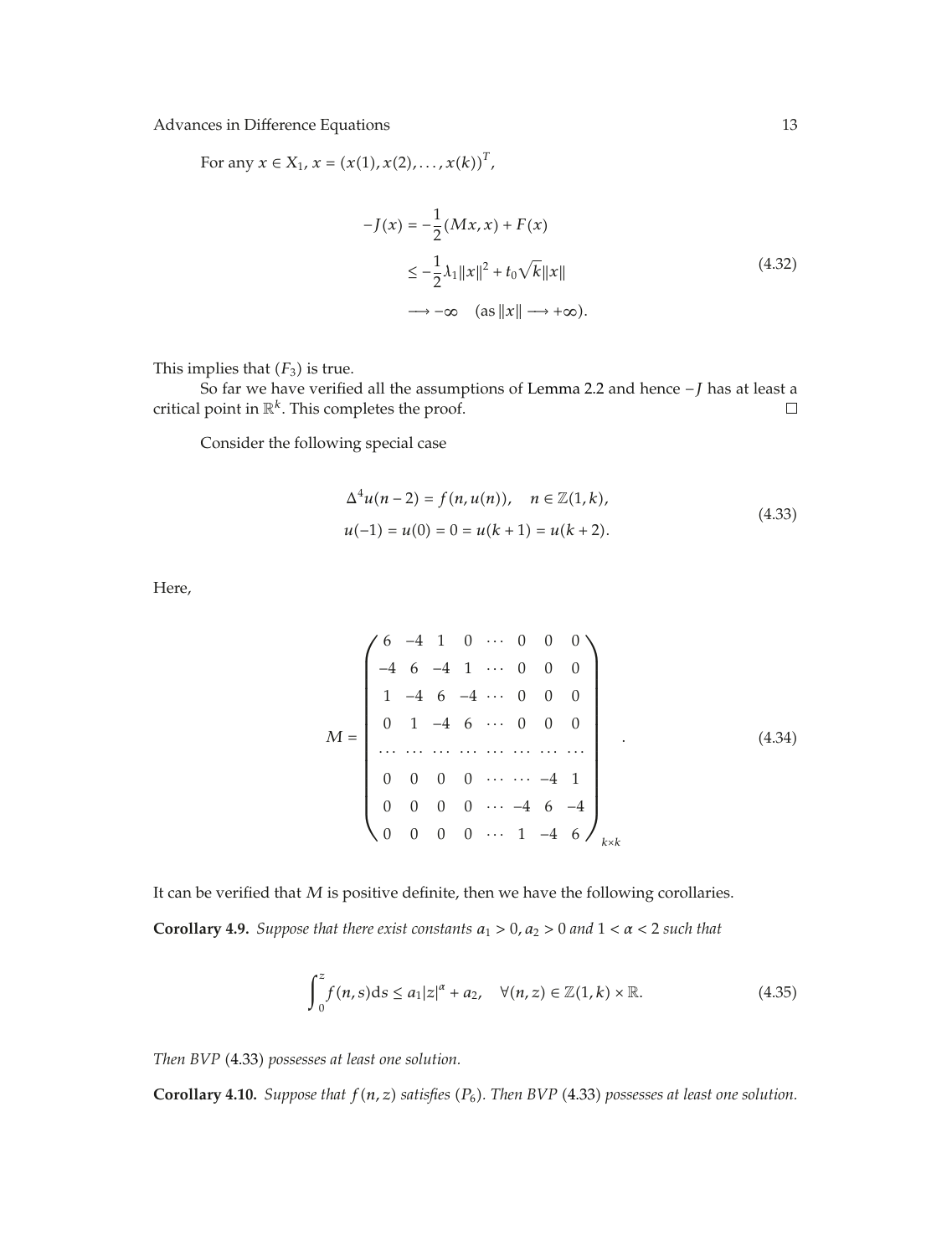For any $x \in X_1$, $x = (x(1), x(2), \ldots, x(k))^T$,

$$
\begin{aligned}
-J(x) &= -\frac{1}{2}(Mx, x) + F(x) \\
&\leq -\frac{1}{2}\lambda_1 \|x\|^2 + t_0\sqrt{k}\|x\| \\
&\longrightarrow -\infty \quad (\text{as } \|x\| \longrightarrow +\infty).
\end{aligned}
\tag{4.32}
$$

This implies that $(F_3)$ is true.

So far we have verified all the assumptions of Lemma 2.2 and hence $-J$ has at least a critical point in $\mathbb{R}^k$. This completes the proof. □

Consider the following special case

$$
\begin{aligned}
&\Delta^4 u(n-2) = f(n, u(n)), \quad n \in \mathbb{Z}(1, k), \\
&u(-1) = u(0) = 0 = u(k+1) = u(k+2).
\end{aligned}
\tag{4.33}
$$

Here,

$$
M = \begin{pmatrix}
6 & -4 & 1 & 0 & \cdots & 0 & 0 & 0 \\
-4 & 6 & -4 & 1 & \cdots & 0 & 0 & 0 \\
1 & -4 & 6 & -4 & \cdots & 0 & 0 & 0 \\
0 & 1 & -4 & 6 & \cdots & 0 & 0 & 0 \\
\cdots & \cdots & \cdots & \cdots & \cdots & \cdots & \cdots & \cdots \\
0 & 0 & 0 & 0 & \cdots & \cdots & -4 & 1 \\
0 & 0 & 0 & 0 & \cdots & -4 & 6 & -4 \\
0 & 0 & 0 & 0 & \cdots & 1 & -4 & 6
\end{pmatrix}_{k \times k}.
\tag{4.34}
$$

It can be verified that $M$ is positive definite, then we have the following corollaries.

**Corollary 4.9.** *Suppose that there exist constants $a_1 > 0$, $a_2 > 0$ and $1 < \alpha < 2$ such that*

$$
\int_0^z f(n, s)\,ds \leq a_1|z|^\alpha + a_2, \quad \forall (n, z) \in \mathbb{Z}(1, k) \times \mathbb{R}.
\tag{4.35}
$$

*Then BVP* (4.33) *possesses at least one solution.*

**Corollary 4.10.** *Suppose that $f(n, z)$ satisfies $(P_6)$. Then BVP* (4.33) *possesses at least one solution.*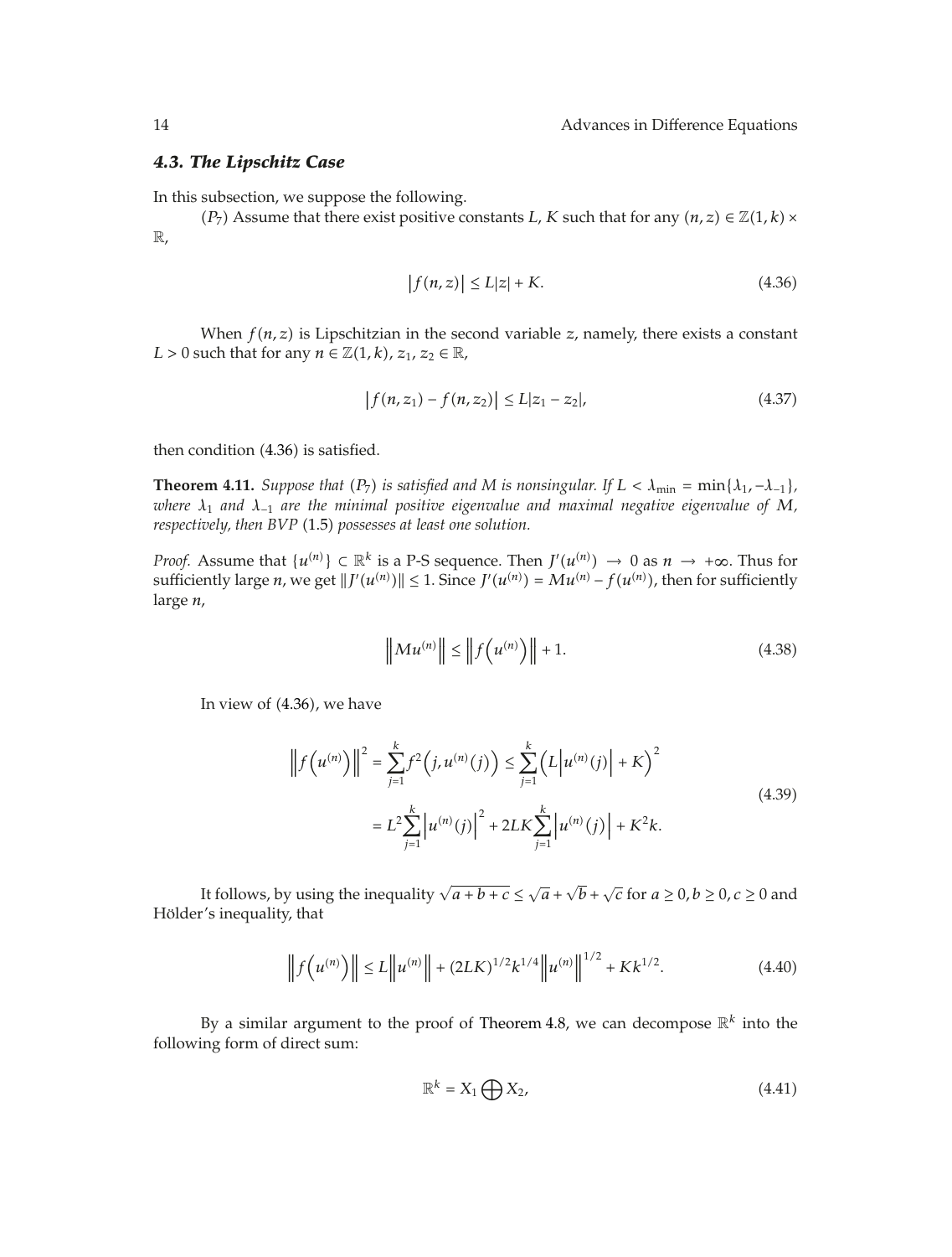### *4.3. The Lipschitz Case*

In this subsection, we suppose the following.

($P_7$) Assume that there exist positive constants $L$, $K$ such that for any $(n, z) \in \mathbb{Z}(1, k) \times \mathbb{R}$,

$$\left|f(n, z)\right| \leq L|z| + K. \tag{4.36}$$

When $f(n, z)$ is Lipschitzian in the second variable $z$, namely, there exists a constant $L > 0$ such that for any $n \in \mathbb{Z}(1, k)$, $z_1, z_2 \in \mathbb{R}$,

$$\left|f(n, z_1) - f(n, z_2)\right| \leq L|z_1 - z_2|, \tag{4.37}$$

then condition (4.36) is satisfied.

**Theorem 4.11.** *Suppose that ($P_7$) is satisfied and $M$ is nonsingular. If $L < \lambda_{\min} = \min\{\lambda_1, -\lambda_{-1}\}$, where $\lambda_1$ and $\lambda_{-1}$ are the minimal positive eigenvalue and maximal negative eigenvalue of $M$, respectively, then BVP* (1.5) *possesses at least one solution.*

*Proof.* Assume that $\{u^{(n)}\} \subset \mathbb{R}^k$ is a P-S sequence. Then $J'(u^{(n)}) \to 0$ as $n \to +\infty$. Thus for sufficiently large $n$, we get $\|J'(u^{(n)})\| \leq 1$. Since $J'(u^{(n)}) = Mu^{(n)} - f(u^{(n)})$, then for sufficiently large $n$,

$$\left\|Mu^{(n)}\right\| \leq \left\|f\left(u^{(n)}\right)\right\| + 1. \tag{4.38}$$

In view of (4.36), we have

$$\begin{aligned} \left\|f\left(u^{(n)}\right)\right\|^2 &= \sum_{j=1}^{k} f^2\left(j, u^{(n)}(j)\right) \leq \sum_{j=1}^{k}\left(L\left|u^{(n)}(j)\right| + K\right)^2 \\ &= L^2\sum_{j=1}^{k}\left|u^{(n)}(j)\right|^2 + 2LK\sum_{j=1}^{k}\left|u^{(n)}(j)\right| + K^2 k. \end{aligned} \tag{4.39}$$

It follows, by using the inequality $\sqrt{a+b+c} \leq \sqrt{a} + \sqrt{b} + \sqrt{c}$ for $a \geq 0, b \geq 0, c \geq 0$ and Hölder's inequality, that

$$\left\|f\left(u^{(n)}\right)\right\| \leq L\left\|u^{(n)}\right\| + (2LK)^{1/2}k^{1/4}\left\|u^{(n)}\right\|^{1/2} + Kk^{1/2}. \tag{4.40}$$

By a similar argument to the proof of Theorem 4.8, we can decompose $\mathbb{R}^k$ into the following form of direct sum:

$$\mathbb{R}^k = X_1 \bigoplus X_2, \tag{4.41}$$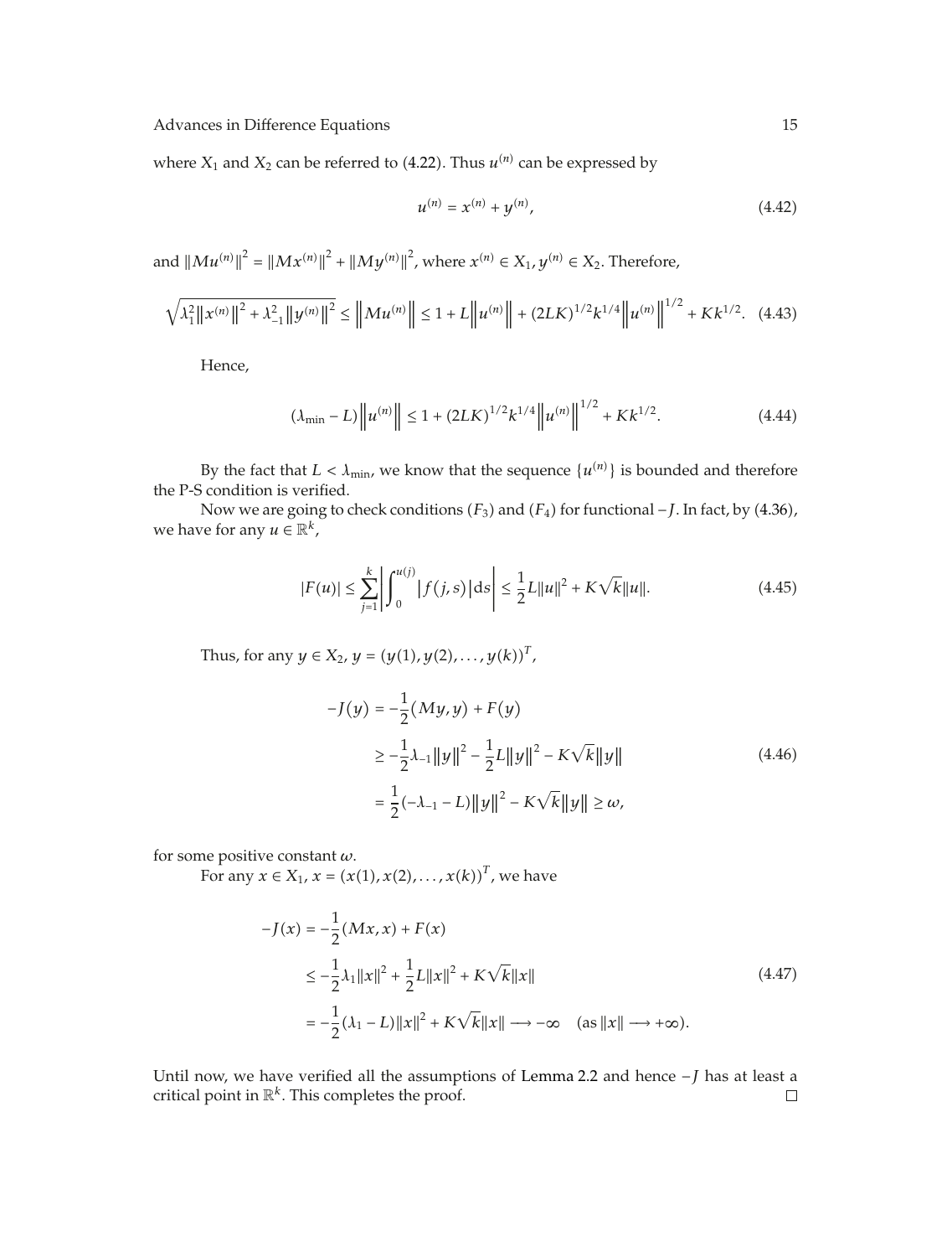where $X_1$ and $X_2$ can be referred to (4.22). Thus $u^{(n)}$ can be expressed by

$$u^{(n)} = x^{(n)} + y^{(n)}, \tag{4.42}$$

and $\|Mu^{(n)}\|^2 = \|Mx^{(n)}\|^2 + \|My^{(n)}\|^2$, where $x^{(n)} \in X_1, y^{(n)} \in X_2$. Therefore,

$$\sqrt{\lambda_1^2 \left\|x^{(n)}\right\|^2 + \lambda_{-1}^2 \left\|y^{(n)}\right\|^2} \leq \left\|Mu^{(n)}\right\| \leq 1 + L\left\|u^{(n)}\right\| + (2LK)^{1/2} k^{1/4} \left\|u^{(n)}\right\|^{1/2} + Kk^{1/2}. \tag{4.43}$$

Hence,

$$(\lambda_{\min} - L)\left\|u^{(n)}\right\| \leq 1 + (2LK)^{1/2} k^{1/4} \left\|u^{(n)}\right\|^{1/2} + Kk^{1/2}. \tag{4.44}$$

By the fact that $L < \lambda_{\min}$, we know that the sequence $\{u^{(n)}\}$ is bounded and therefore the P-S condition is verified.

Now we are going to check conditions $(F_3)$ and $(F_4)$ for functional $-J$. In fact, by (4.36), we have for any $u \in \mathbb{R}^k$,

$$|F(u)| \leq \sum_{j=1}^{k} \left| \int_0^{u(j)} \left| f(j,s) \right| \mathrm{d}s \right| \leq \frac{1}{2} L\|u\|^2 + K\sqrt{k}\|u\|. \tag{4.45}$$

Thus, for any $y \in X_2$, $y = (y(1), y(2), \ldots, y(k))^T$,

$$\begin{aligned}
-J(y) &= -\frac{1}{2}(My, y) + F(y) \\
&\geq -\frac{1}{2}\lambda_{-1}\|y\|^2 - \frac{1}{2}L\|y\|^2 - K\sqrt{k}\|y\| \\
&= \frac{1}{2}(-\lambda_{-1} - L)\|y\|^2 - K\sqrt{k}\|y\| \geq \omega,
\end{aligned} \tag{4.46}$$

for some positive constant $\omega$.

For any $x \in X_1$, $x = (x(1), x(2), \ldots, x(k))^T$, we have

$$\begin{aligned}
-J(x) &= -\frac{1}{2}(Mx, x) + F(x) \\
&\leq -\frac{1}{2}\lambda_1\|x\|^2 + \frac{1}{2}L\|x\|^2 + K\sqrt{k}\|x\| \\
&= -\frac{1}{2}(\lambda_1 - L)\|x\|^2 + K\sqrt{k}\|x\| \longrightarrow -\infty \quad (\text{as } \|x\| \longrightarrow +\infty).
\end{aligned} \tag{4.47}$$

Until now, we have verified all the assumptions of Lemma 2.2 and hence $-J$ has at least a critical point in $\mathbb{R}^k$. This completes the proof. □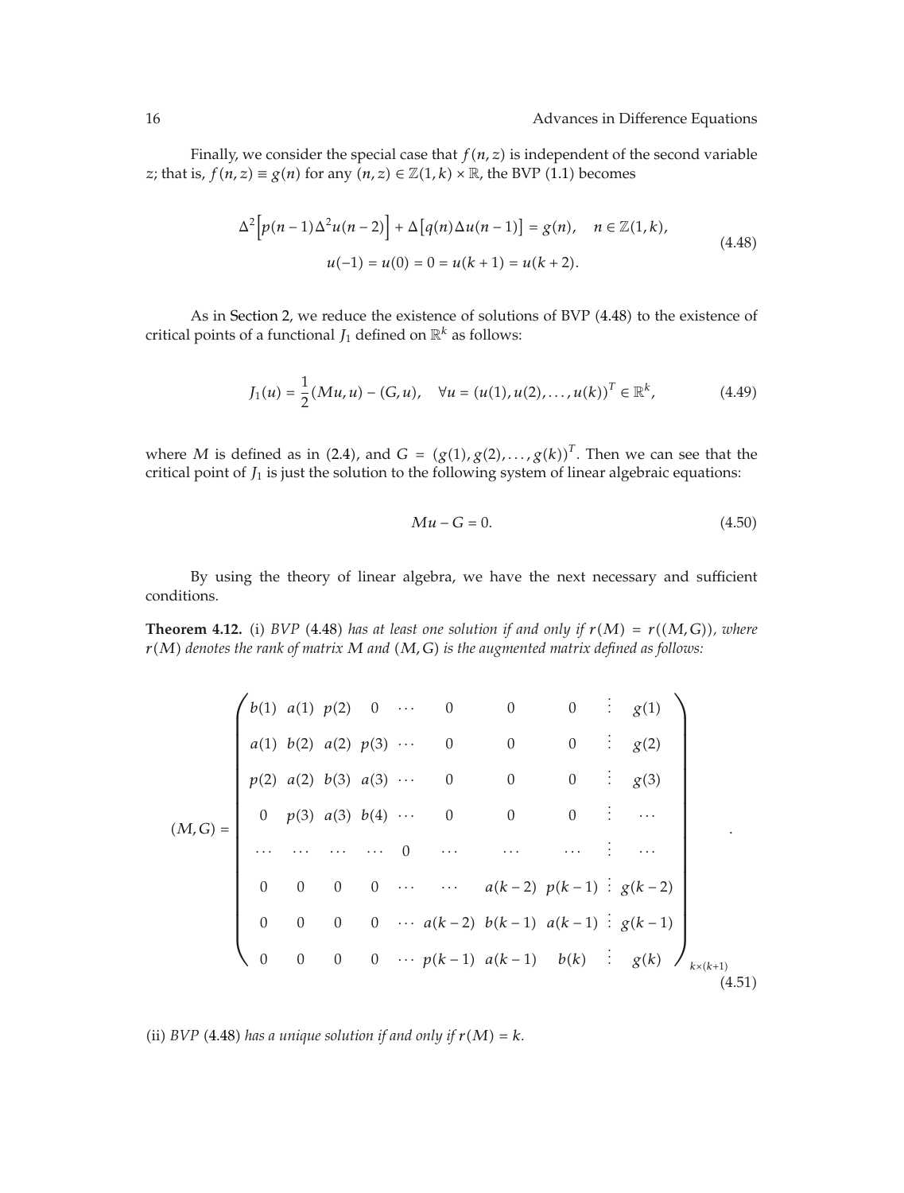Finally, we consider the special case that $f(n,z)$ is independent of the second variable $z$; that is, $f(n,z) \equiv g(n)$ for any $(n,z) \in \mathbb{Z}(1,k) \times \mathbb{R}$, the BVP (1.1) becomes

$$
\begin{gathered}
\Delta^2\left[p(n-1)\Delta^2 u(n-2)\right] + \Delta\left[q(n)\Delta u(n-1)\right] = g(n), \quad n \in \mathbb{Z}(1,k), \\
u(-1) = u(0) = 0 = u(k+1) = u(k+2).
\end{gathered}
\tag{4.48}
$$

As in Section 2, we reduce the existence of solutions of BVP (4.48) to the existence of critical points of a functional $J_1$ defined on $\mathbb{R}^k$ as follows:

$$
J_1(u) = \frac{1}{2}(Mu, u) - (G, u), \quad \forall u = (u(1), u(2), \ldots, u(k))^T \in \mathbb{R}^k, \tag{4.49}
$$

where $M$ is defined as in (2.4), and $G = (g(1), g(2), \ldots, g(k))^T$. Then we can see that the critical point of $J_1$ is just the solution to the following system of linear algebraic equations:

$$
Mu - G = 0. \tag{4.50}
$$

By using the theory of linear algebra, we have the next necessary and sufficient conditions.

**Theorem 4.12.** (i) *BVP* (4.48) *has at least one solution if and only if $r(M) = r((M,G))$, where $r(M)$ denotes the rank of matrix $M$ and $(M,G)$ is the augmented matrix defined as follows:*

$$
(M,G) = \begin{pmatrix}
b(1) & a(1) & p(2) & 0 & \cdots & 0 & 0 & 0 & \vdots & g(1) \\
a(1) & b(2) & a(2) & p(3) & \cdots & 0 & 0 & 0 & \vdots & g(2) \\
p(2) & a(2) & b(3) & a(3) & \cdots & 0 & 0 & 0 & \vdots & g(3) \\
0 & p(3) & a(3) & b(4) & \cdots & 0 & 0 & 0 & \vdots & \cdots \\
\cdots & \cdots & \cdots & \cdots & 0 & \cdots & \cdots & \cdots & \vdots & \cdots \\
0 & 0 & 0 & 0 & \cdots & \cdots & a(k-2) & p(k-1) & \vdots & g(k-2) \\
0 & 0 & 0 & 0 & \cdots & a(k-2) & b(k-1) & a(k-1) & \vdots & g(k-1) \\
0 & 0 & 0 & 0 & \cdots & p(k-1) & a(k-1) & b(k) & \vdots & g(k)
\end{pmatrix}_{k\times(k+1)}. \tag{4.51}
$$

(ii) *BVP* (4.48) *has a unique solution if and only if $r(M) = k$.*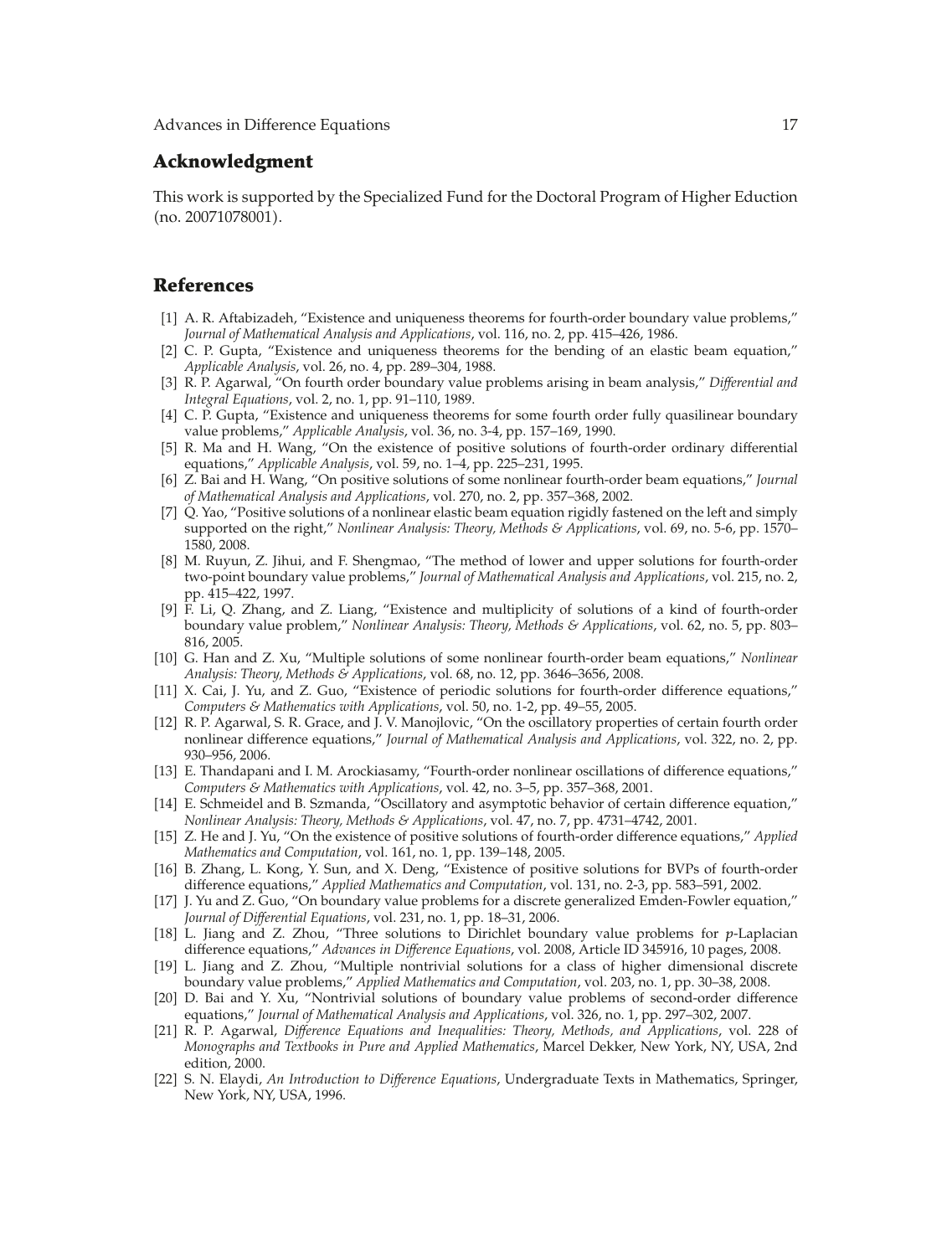## Acknowledgment

This work is supported by the Specialized Fund for the Doctoral Program of Higher Eduction (no. 20071078001).

## References

[1] A. R. Aftabizadeh, "Existence and uniqueness theorems for fourth-order boundary value problems," *Journal of Mathematical Analysis and Applications*, vol. 116, no. 2, pp. 415–426, 1986.

[2] C. P. Gupta, "Existence and uniqueness theorems for the bending of an elastic beam equation," *Applicable Analysis*, vol. 26, no. 4, pp. 289–304, 1988.

[3] R. P. Agarwal, "On fourth order boundary value problems arising in beam analysis," *Differential and Integral Equations*, vol. 2, no. 1, pp. 91–110, 1989.

[4] C. P. Gupta, "Existence and uniqueness theorems for some fourth order fully quasilinear boundary value problems," *Applicable Analysis*, vol. 36, no. 3-4, pp. 157–169, 1990.

[5] R. Ma and H. Wang, "On the existence of positive solutions of fourth-order ordinary differential equations," *Applicable Analysis*, vol. 59, no. 1–4, pp. 225–231, 1995.

[6] Z. Bai and H. Wang, "On positive solutions of some nonlinear fourth-order beam equations," *Journal of Mathematical Analysis and Applications*, vol. 270, no. 2, pp. 357–368, 2002.

[7] Q. Yao, "Positive solutions of a nonlinear elastic beam equation rigidly fastened on the left and simply supported on the right," *Nonlinear Analysis: Theory, Methods & Applications*, vol. 69, no. 5-6, pp. 1570–1580, 2008.

[8] M. Ruyun, Z. Jihui, and F. Shengmao, "The method of lower and upper solutions for fourth-order two-point boundary value problems," *Journal of Mathematical Analysis and Applications*, vol. 215, no. 2, pp. 415–422, 1997.

[9] F. Li, Q. Zhang, and Z. Liang, "Existence and multiplicity of solutions of a kind of fourth-order boundary value problem," *Nonlinear Analysis: Theory, Methods & Applications*, vol. 62, no. 5, pp. 803–816, 2005.

[10] G. Han and Z. Xu, "Multiple solutions of some nonlinear fourth-order beam equations," *Nonlinear Analysis: Theory, Methods & Applications*, vol. 68, no. 12, pp. 3646–3656, 2008.

[11] X. Cai, J. Yu, and Z. Guo, "Existence of periodic solutions for fourth-order difference equations," *Computers & Mathematics with Applications*, vol. 50, no. 1-2, pp. 49–55, 2005.

[12] R. P. Agarwal, S. R. Grace, and J. V. Manojlovic, "On the oscillatory properties of certain fourth order nonlinear difference equations," *Journal of Mathematical Analysis and Applications*, vol. 322, no. 2, pp. 930–956, 2006.

[13] E. Thandapani and I. M. Arockiasamy, "Fourth-order nonlinear oscillations of difference equations," *Computers & Mathematics with Applications*, vol. 42, no. 3–5, pp. 357–368, 2001.

[14] E. Schmeidel and B. Szmanda, "Oscillatory and asymptotic behavior of certain difference equation," *Nonlinear Analysis: Theory, Methods & Applications*, vol. 47, no. 7, pp. 4731–4742, 2001.

[15] Z. He and J. Yu, "On the existence of positive solutions of fourth-order difference equations," *Applied Mathematics and Computation*, vol. 161, no. 1, pp. 139–148, 2005.

[16] B. Zhang, L. Kong, Y. Sun, and X. Deng, "Existence of positive solutions for BVPs of fourth-order difference equations," *Applied Mathematics and Computation*, vol. 131, no. 2-3, pp. 583–591, 2002.

[17] J. Yu and Z. Guo, "On boundary value problems for a discrete generalized Emden-Fowler equation," *Journal of Differential Equations*, vol. 231, no. 1, pp. 18–31, 2006.

[18] L. Jiang and Z. Zhou, "Three solutions to Dirichlet boundary value problems for $p$-Laplacian difference equations," *Advances in Difference Equations*, vol. 2008, Article ID 345916, 10 pages, 2008.

[19] L. Jiang and Z. Zhou, "Multiple nontrivial solutions for a class of higher dimensional discrete boundary value problems," *Applied Mathematics and Computation*, vol. 203, no. 1, pp. 30–38, 2008.

[20] D. Bai and Y. Xu, "Nontrivial solutions of boundary value problems of second-order difference equations," *Journal of Mathematical Analysis and Applications*, vol. 326, no. 1, pp. 297–302, 2007.

[21] R. P. Agarwal, *Difference Equations and Inequalities: Theory, Methods, and Applications*, vol. 228 of *Monographs and Textbooks in Pure and Applied Mathematics*, Marcel Dekker, New York, NY, USA, 2nd edition, 2000.

[22] S. N. Elaydi, *An Introduction to Difference Equations*, Undergraduate Texts in Mathematics, Springer, New York, NY, USA, 1996.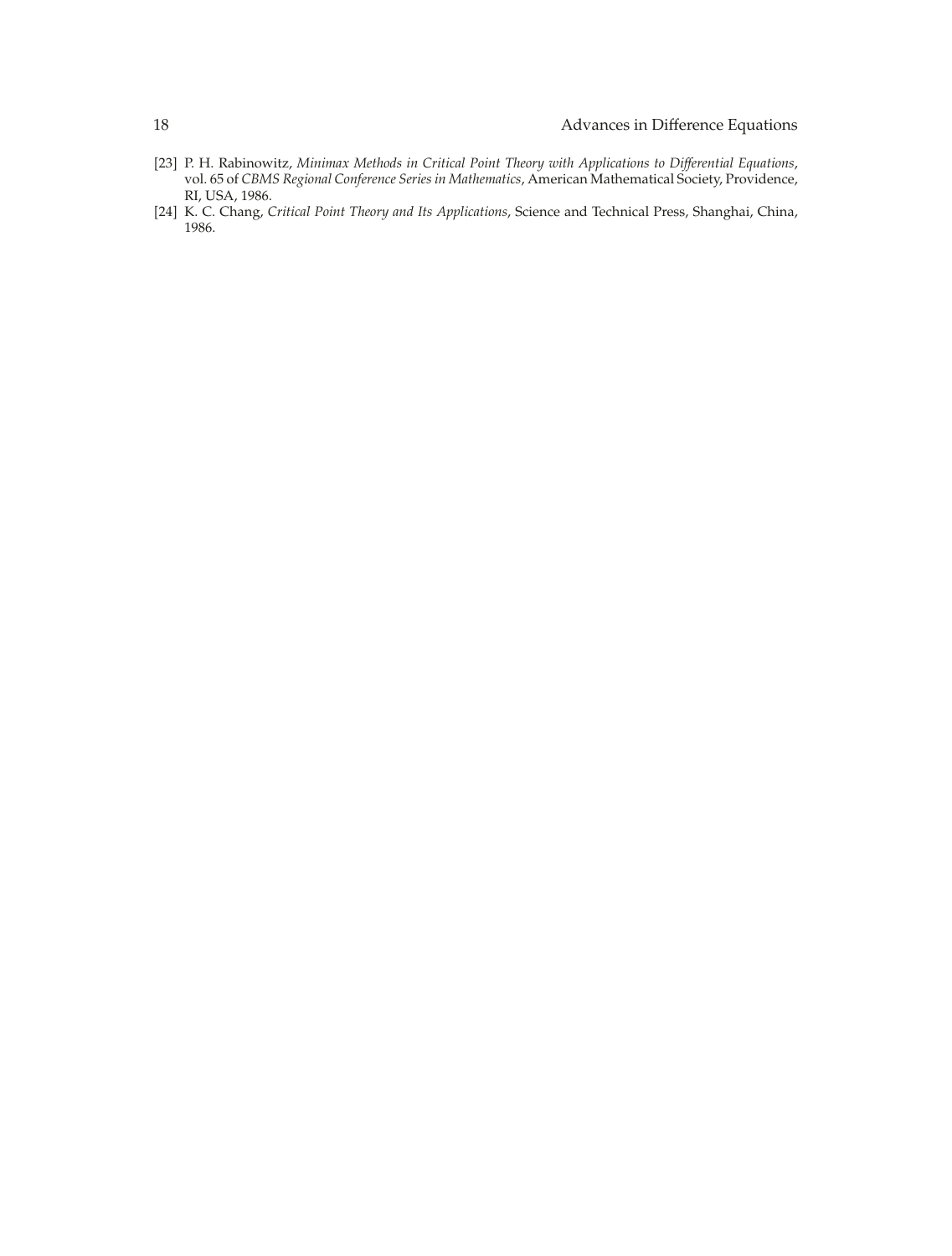[23] P. H. Rabinowitz, *Minimax Methods in Critical Point Theory with Applications to Differential Equations*, vol. 65 of *CBMS Regional Conference Series in Mathematics*, American Mathematical Society, Providence, RI, USA, 1986.

[24] K. C. Chang, *Critical Point Theory and Its Applications*, Science and Technical Press, Shanghai, China, 1986.